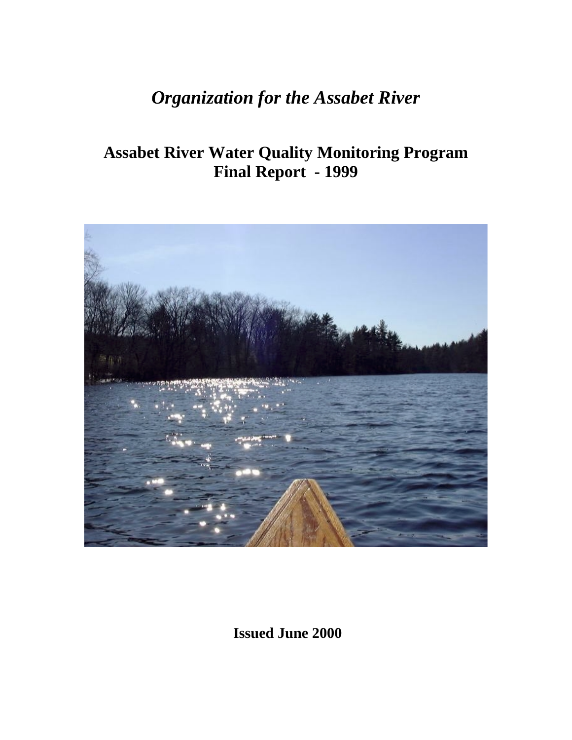# *Organization for the Assabet River*

## Assabet River Water Quality Monitoring Program
## Final Report - 1999

**Issued June 2000**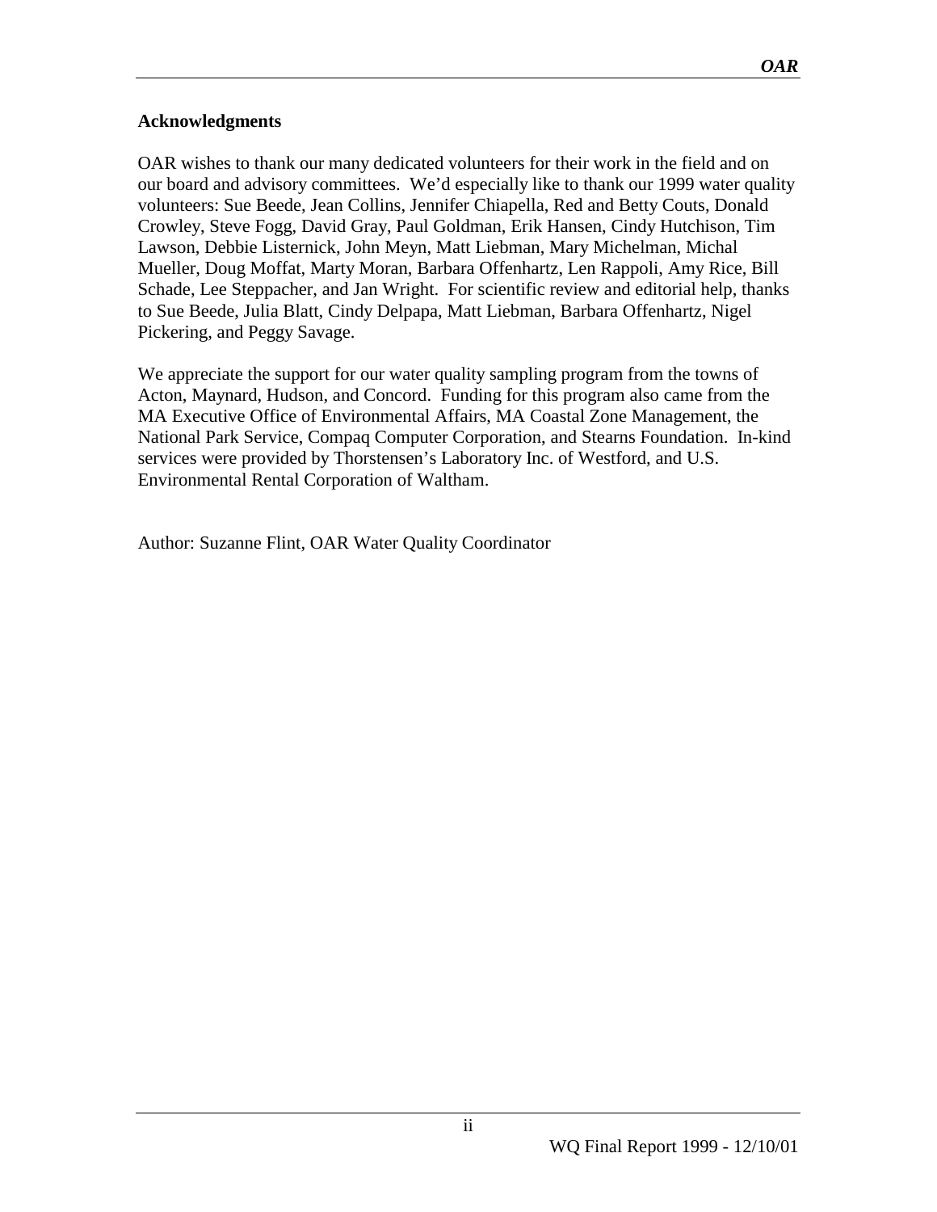**Acknowledgments**

OAR wishes to thank our many dedicated volunteers for their work in the field and on our board and advisory committees. We'd especially like to thank our 1999 water quality volunteers: Sue Beede, Jean Collins, Jennifer Chiapella, Red and Betty Couts, Donald Crowley, Steve Fogg, David Gray, Paul Goldman, Erik Hansen, Cindy Hutchison, Tim Lawson, Debbie Listernick, John Meyn, Matt Liebman, Mary Michelman, Michal Mueller, Doug Moffat, Marty Moran, Barbara Offenhartz, Len Rappoli, Amy Rice, Bill Schade, Lee Steppacher, and Jan Wright. For scientific review and editorial help, thanks to Sue Beede, Julia Blatt, Cindy Delpapa, Matt Liebman, Barbara Offenhartz, Nigel Pickering, and Peggy Savage.

We appreciate the support for our water quality sampling program from the towns of Acton, Maynard, Hudson, and Concord. Funding for this program also came from the MA Executive Office of Environmental Affairs, MA Coastal Zone Management, the National Park Service, Compaq Computer Corporation, and Stearns Foundation. In-kind services were provided by Thorstensen's Laboratory Inc. of Westford, and U.S. Environmental Rental Corporation of Waltham.

Author: Suzanne Flint, OAR Water Quality Coordinator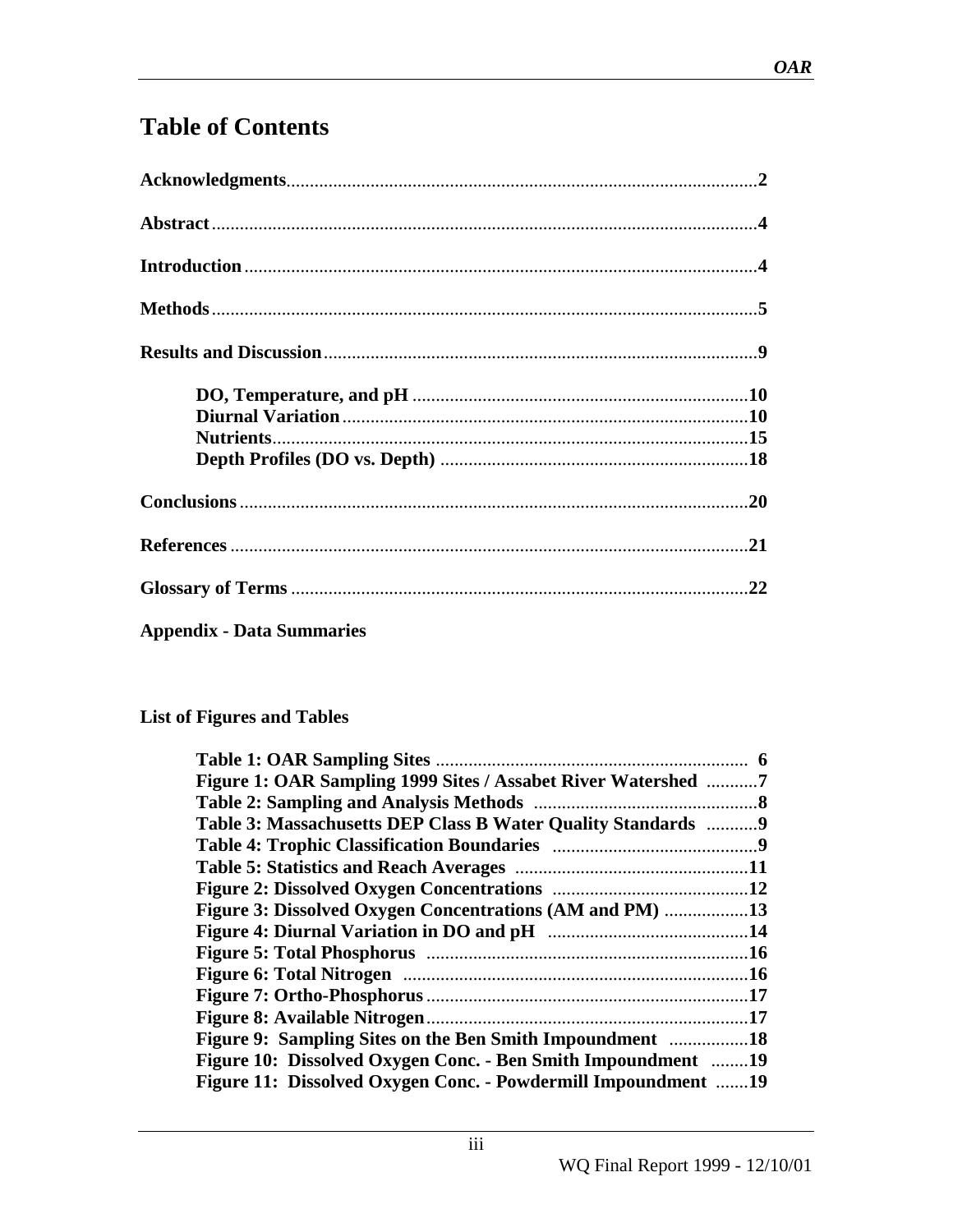# Table of Contents

**Acknowledgments**....................................................................................................**2**

**Abstract**....................................................................................................................**4**

**Introduction**.............................................................................................................**4**

**Methods**...................................................................................................................**5**

**Results and Discussion**............................................................................................**9**

- **DO, Temperature, and pH** ........................................................................**10**
- **Diurnal Variation**......................................................................................**10**
- **Nutrients**.....................................................................................................**15**
- **Depth Profiles (DO vs. Depth)** .................................................................**18**

**Conclusions**.............................................................................................................**20**

**References**...............................................................................................................**21**

**Glossary of Terms** ..................................................................................................**22**

**Appendix - Data Summaries**

**List of Figures and Tables**

- **Table 1: OAR Sampling Sites** .................................................................. **6**
- **Figure 1: OAR Sampling 1999 Sites / Assabet River Watershed** ...........**7**
- **Table 2: Sampling and Analysis Methods** ...............................................**8**
- **Table 3: Massachusetts DEP Class B Water Quality Standards** ...........**9**
- **Table 4: Trophic Classification Boundaries** ...........................................**9**
- **Table 5: Statistics and Reach Averages** .................................................**11**
- **Figure 2: Dissolved Oxygen Concentrations** ..........................................**12**
- **Figure 3: Dissolved Oxygen Concentrations (AM and PM)** .................**13**
- **Figure 4: Diurnal Variation in DO and pH** ..........................................**14**
- **Figure 5: Total Phosphorus** ....................................................................**16**
- **Figure 6: Total Nitrogen** .........................................................................**16**
- **Figure 7: Ortho-Phosphorus**....................................................................**17**
- **Figure 8: Available Nitrogen**....................................................................**17**
- **Figure 9: Sampling Sites on the Ben Smith Impoundment** .................**18**
- **Figure 10: Dissolved Oxygen Conc. - Ben Smith Impoundment** ........**19**
- **Figure 11: Dissolved Oxygen Conc. - Powdermill Impoundment** .......**19**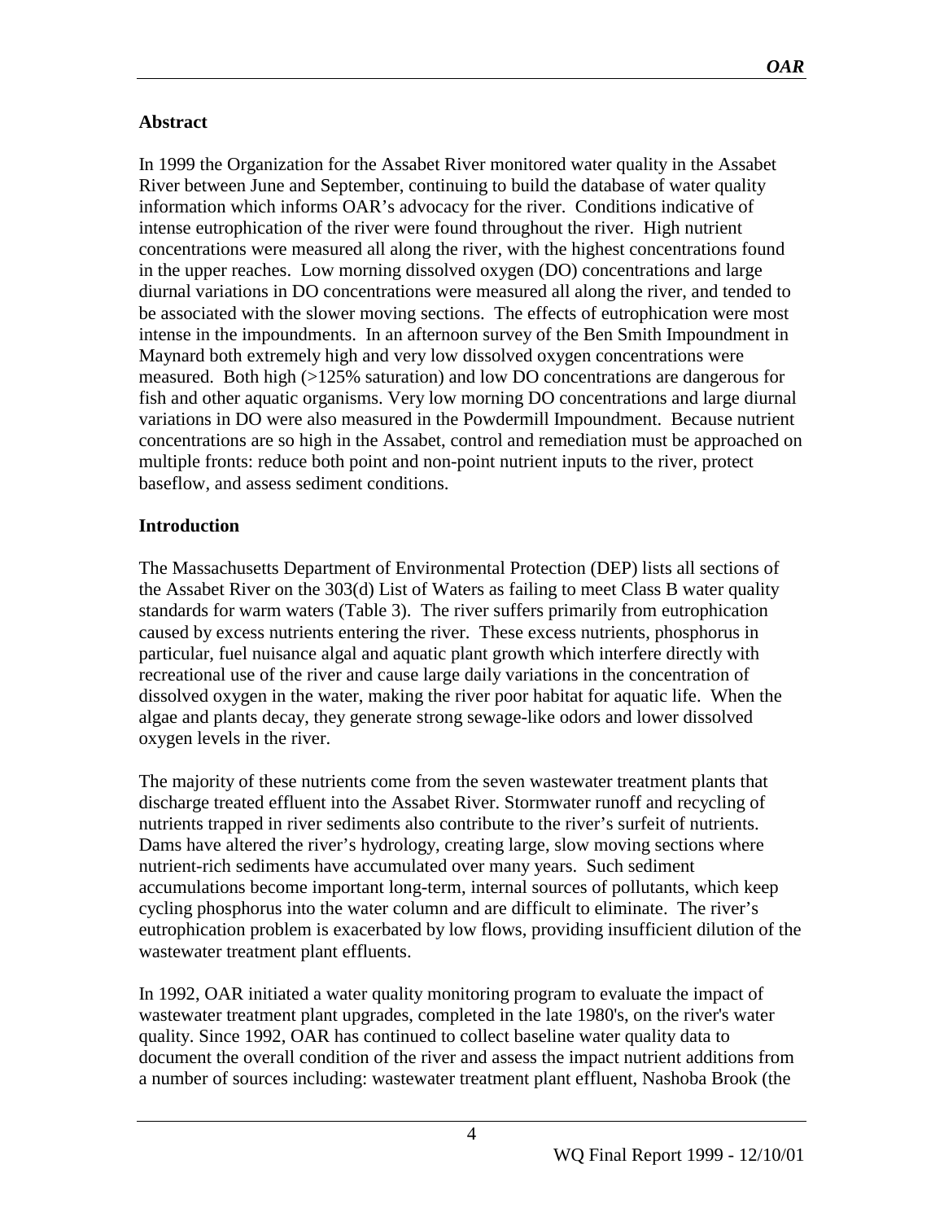## Abstract

In 1999 the Organization for the Assabet River monitored water quality in the Assabet River between June and September, continuing to build the database of water quality information which informs OAR's advocacy for the river. Conditions indicative of intense eutrophication of the river were found throughout the river. High nutrient concentrations were measured all along the river, with the highest concentrations found in the upper reaches. Low morning dissolved oxygen (DO) concentrations and large diurnal variations in DO concentrations were measured all along the river, and tended to be associated with the slower moving sections. The effects of eutrophication were most intense in the impoundments. In an afternoon survey of the Ben Smith Impoundment in Maynard both extremely high and very low dissolved oxygen concentrations were measured. Both high (>125% saturation) and low DO concentrations are dangerous for fish and other aquatic organisms. Very low morning DO concentrations and large diurnal variations in DO were also measured in the Powdermill Impoundment. Because nutrient concentrations are so high in the Assabet, control and remediation must be approached on multiple fronts: reduce both point and non-point nutrient inputs to the river, protect baseflow, and assess sediment conditions.

## Introduction

The Massachusetts Department of Environmental Protection (DEP) lists all sections of the Assabet River on the 303(d) List of Waters as failing to meet Class B water quality standards for warm waters (Table 3). The river suffers primarily from eutrophication caused by excess nutrients entering the river. These excess nutrients, phosphorus in particular, fuel nuisance algal and aquatic plant growth which interfere directly with recreational use of the river and cause large daily variations in the concentration of dissolved oxygen in the water, making the river poor habitat for aquatic life. When the algae and plants decay, they generate strong sewage-like odors and lower dissolved oxygen levels in the river.

The majority of these nutrients come from the seven wastewater treatment plants that discharge treated effluent into the Assabet River. Stormwater runoff and recycling of nutrients trapped in river sediments also contribute to the river's surfeit of nutrients. Dams have altered the river's hydrology, creating large, slow moving sections where nutrient-rich sediments have accumulated over many years. Such sediment accumulations become important long-term, internal sources of pollutants, which keep cycling phosphorus into the water column and are difficult to eliminate. The river's eutrophication problem is exacerbated by low flows, providing insufficient dilution of the wastewater treatment plant effluents.

In 1992, OAR initiated a water quality monitoring program to evaluate the impact of wastewater treatment plant upgrades, completed in the late 1980's, on the river's water quality. Since 1992, OAR has continued to collect baseline water quality data to document the overall condition of the river and assess the impact nutrient additions from a number of sources including: wastewater treatment plant effluent, Nashoba Brook (the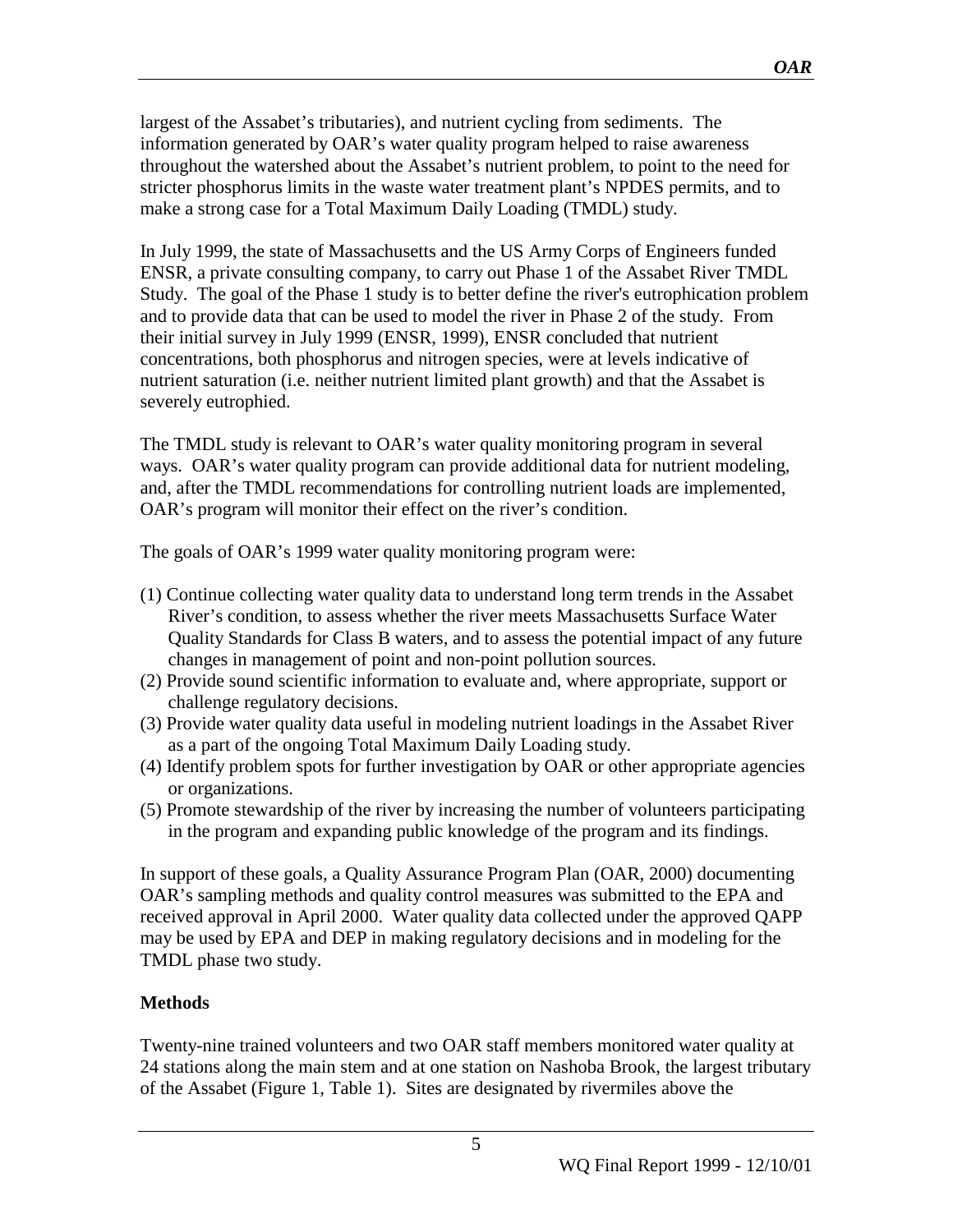largest of the Assabet's tributaries), and nutrient cycling from sediments. The information generated by OAR's water quality program helped to raise awareness throughout the watershed about the Assabet's nutrient problem, to point to the need for stricter phosphorus limits in the waste water treatment plant's NPDES permits, and to make a strong case for a Total Maximum Daily Loading (TMDL) study.

In July 1999, the state of Massachusetts and the US Army Corps of Engineers funded ENSR, a private consulting company, to carry out Phase 1 of the Assabet River TMDL Study. The goal of the Phase 1 study is to better define the river's eutrophication problem and to provide data that can be used to model the river in Phase 2 of the study. From their initial survey in July 1999 (ENSR, 1999), ENSR concluded that nutrient concentrations, both phosphorus and nitrogen species, were at levels indicative of nutrient saturation (i.e. neither nutrient limited plant growth) and that the Assabet is severely eutrophied.

The TMDL study is relevant to OAR's water quality monitoring program in several ways. OAR's water quality program can provide additional data for nutrient modeling, and, after the TMDL recommendations for controlling nutrient loads are implemented, OAR's program will monitor their effect on the river's condition.

The goals of OAR's 1999 water quality monitoring program were:

(1) Continue collecting water quality data to understand long term trends in the Assabet River's condition, to assess whether the river meets Massachusetts Surface Water Quality Standards for Class B waters, and to assess the potential impact of any future changes in management of point and non-point pollution sources.
(2) Provide sound scientific information to evaluate and, where appropriate, support or challenge regulatory decisions.
(3) Provide water quality data useful in modeling nutrient loadings in the Assabet River as a part of the ongoing Total Maximum Daily Loading study.
(4) Identify problem spots for further investigation by OAR or other appropriate agencies or organizations.
(5) Promote stewardship of the river by increasing the number of volunteers participating in the program and expanding public knowledge of the program and its findings.

In support of these goals, a Quality Assurance Program Plan (OAR, 2000) documenting OAR's sampling methods and quality control measures was submitted to the EPA and received approval in April 2000. Water quality data collected under the approved QAPP may be used by EPA and DEP in making regulatory decisions and in modeling for the TMDL phase two study.

## Methods

Twenty-nine trained volunteers and two OAR staff members monitored water quality at 24 stations along the main stem and at one station on Nashoba Brook, the largest tributary of the Assabet (Figure 1, Table 1). Sites are designated by rivermiles above the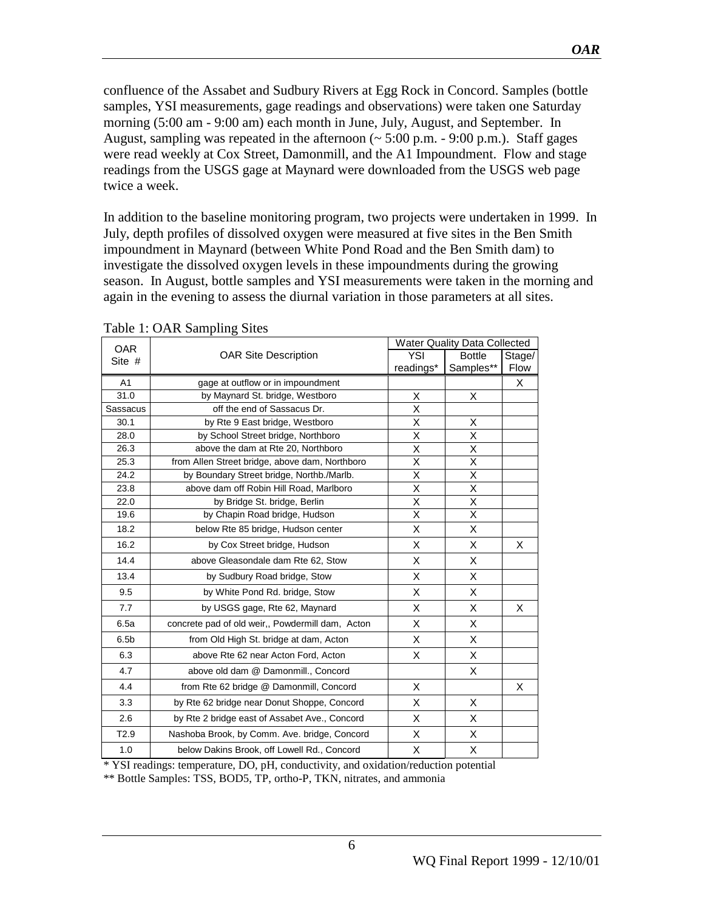confluence of the Assabet and Sudbury Rivers at Egg Rock in Concord. Samples (bottle samples, YSI measurements, gage readings and observations) were taken one Saturday morning (5:00 am - 9:00 am) each month in June, July, August, and September. In August, sampling was repeated in the afternoon (~ 5:00 p.m. - 9:00 p.m.). Staff gages were read weekly at Cox Street, Damonmill, and the A1 Impoundment. Flow and stage readings from the USGS gage at Maynard were downloaded from the USGS web page twice a week.

In addition to the baseline monitoring program, two projects were undertaken in 1999. In July, depth profiles of dissolved oxygen were measured at five sites in the Ben Smith impoundment in Maynard (between White Pond Road and the Ben Smith dam) to investigate the dissolved oxygen levels in these impoundments during the growing season. In August, bottle samples and YSI measurements were taken in the morning and again in the evening to assess the diurnal variation in those parameters at all sites.

Table 1: OAR Sampling Sites

| OAR Site # | OAR Site Description | Water Quality Data Collected | | |
|---|---|---|---|---|
| | | YSI readings* | Bottle Samples** | Stage/ Flow |
| A1 | gage at outflow or in impoundment | | | X |
| 31.0 | by Maynard St. bridge, Westboro | X | X | |
| Sassacus | off the end of Sassacus Dr. | X | | |
| 30.1 | by Rte 9 East bridge, Westboro | X | X | |
| 28.0 | by School Street bridge, Northboro | X | X | |
| 26.3 | above the dam at Rte 20, Northboro | X | X | |
| 25.3 | from Allen Street bridge, above dam, Northboro | X | X | |
| 24.2 | by Boundary Street bridge, Northb./Marlb. | X | X | |
| 23.8 | above dam off Robin Hill Road, Marlboro | X | X | |
| 22.0 | by Bridge St. bridge, Berlin | X | X | |
| 19.6 | by Chapin Road bridge, Hudson | X | X | |
| 18.2 | below Rte 85 bridge, Hudson center | X | X | |
| 16.2 | by Cox Street bridge, Hudson | X | X | X |
| 14.4 | above Gleasondale dam Rte 62, Stow | X | X | |
| 13.4 | by Sudbury Road bridge, Stow | X | X | |
| 9.5 | by White Pond Rd. bridge, Stow | X | X | |
| 7.7 | by USGS gage, Rte 62, Maynard | X | X | X |
| 6.5a | concrete pad of old weir,, Powdermill dam, Acton | X | X | |
| 6.5b | from Old High St. bridge at dam, Acton | X | X | |
| 6.3 | above Rte 62 near Acton Ford, Acton | X | X | |
| 4.7 | above old dam @ Damonmill., Concord | | X | |
| 4.4 | from Rte 62 bridge @ Damonmill, Concord | X | | X |
| 3.3 | by Rte 62 bridge near Donut Shoppe, Concord | X | X | |
| 2.6 | by Rte 2 bridge east of Assabet Ave., Concord | X | X | |
| T2.9 | Nashoba Brook, by Comm. Ave. bridge, Concord | X | X | |
| 1.0 | below Dakins Brook, off Lowell Rd., Concord | X | X | |

* YSI readings: temperature, DO, pH, conductivity, and oxidation/reduction potential

** Bottle Samples: TSS, BOD5, TP, ortho-P, TKN, nitrates, and ammonia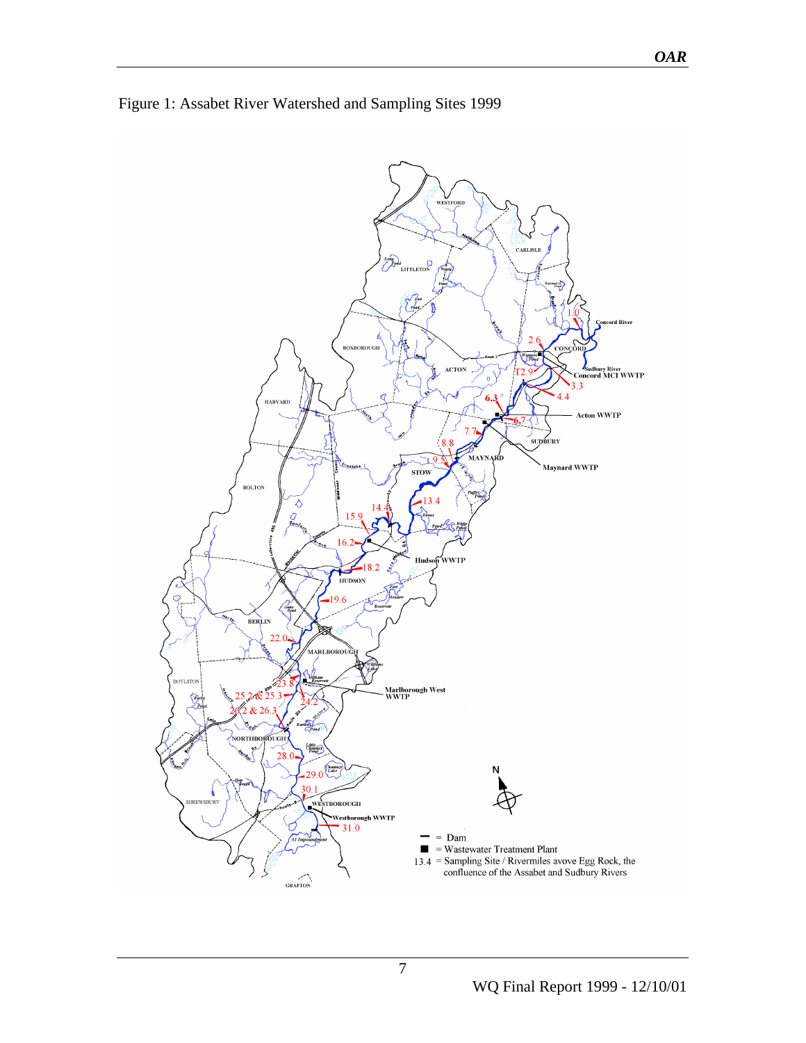Figure 1: Assabet River Watershed and Sampling Sites 1999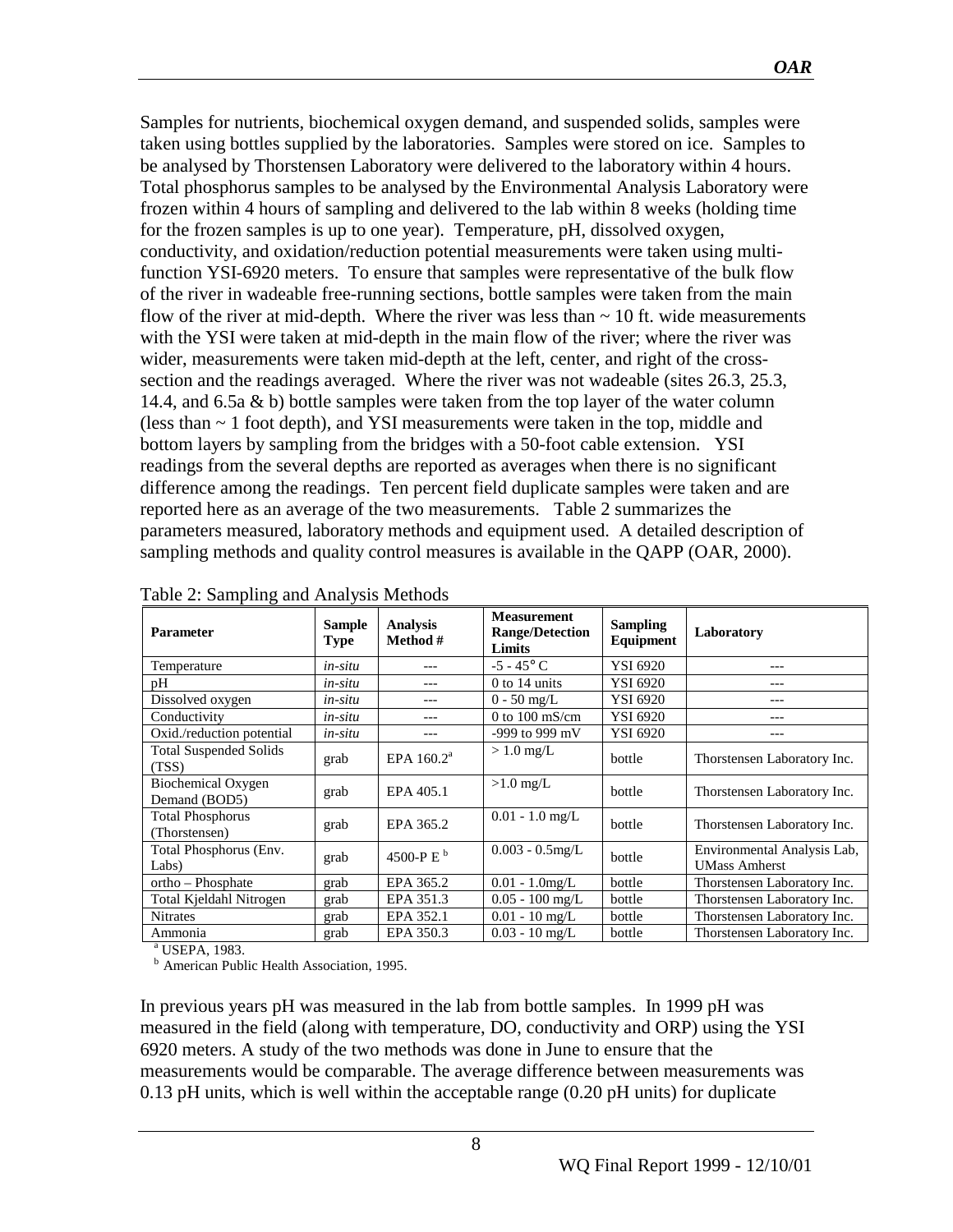Samples for nutrients, biochemical oxygen demand, and suspended solids, samples were taken using bottles supplied by the laboratories. Samples were stored on ice. Samples to be analysed by Thorstensen Laboratory were delivered to the laboratory within 4 hours. Total phosphorus samples to be analysed by the Environmental Analysis Laboratory were frozen within 4 hours of sampling and delivered to the lab within 8 weeks (holding time for the frozen samples is up to one year). Temperature, pH, dissolved oxygen, conductivity, and oxidation/reduction potential measurements were taken using multi-function YSI-6920 meters. To ensure that samples were representative of the bulk flow of the river in wadeable free-running sections, bottle samples were taken from the main flow of the river at mid-depth. Where the river was less than ~ 10 ft. wide measurements with the YSI were taken at mid-depth in the main flow of the river; where the river was wider, measurements were taken mid-depth at the left, center, and right of the cross-section and the readings averaged. Where the river was not wadeable (sites 26.3, 25.3, 14.4, and 6.5a & b) bottle samples were taken from the top layer of the water column (less than ~ 1 foot depth), and YSI measurements were taken in the top, middle and bottom layers by sampling from the bridges with a 50-foot cable extension. YSI readings from the several depths are reported as averages when there is no significant difference among the readings. Ten percent field duplicate samples were taken and are reported here as an average of the two measurements. Table 2 summarizes the parameters measured, laboratory methods and equipment used. A detailed description of sampling methods and quality control measures is available in the QAPP (OAR, 2000).

Table 2: Sampling and Analysis Methods

| Parameter | Sample Type | Analysis Method # | Measurement Range/Detection Limits | Sampling Equipment | Laboratory |
|---|---|---|---|---|---|
| Temperature | *in-situ* | --- | -5 - 45° C | YSI 6920 | --- |
| pH | *in-situ* | --- | 0 to 14 units | YSI 6920 | --- |
| Dissolved oxygen | *in-situ* | --- | 0 - 50 mg/L | YSI 6920 | --- |
| Conductivity | *in-situ* | --- | 0 to 100 mS/cm | YSI 6920 | --- |
| Oxid./reduction potential | *in-situ* | --- | -999 to 999 mV | YSI 6920 | --- |
| Total Suspended Solids (TSS) | grab | EPA 160.2[a] | > 1.0 mg/L | bottle | Thorstensen Laboratory Inc. |
| Biochemical Oxygen Demand (BOD5) | grab | EPA 405.1 | >1.0 mg/L | bottle | Thorstensen Laboratory Inc. |
| Total Phosphorus (Thorstensen) | grab | EPA 365.2 | 0.01 - 1.0 mg/L | bottle | Thorstensen Laboratory Inc. |
| Total Phosphorus (Env. Labs) | grab | 4500-P E [b] | 0.003 - 0.5mg/L | bottle | Environmental Analysis Lab, UMass Amherst |
| ortho – Phosphate | grab | EPA 365.2 | 0.01 - 1.0mg/L | bottle | Thorstensen Laboratory Inc. |
| Total Kjeldahl Nitrogen | grab | EPA 351.3 | 0.05 - 100 mg/L | bottle | Thorstensen Laboratory Inc. |
| Nitrates | grab | EPA 352.1 | 0.01 - 10 mg/L | bottle | Thorstensen Laboratory Inc. |
| Ammonia | grab | EPA 350.3 | 0.03 - 10 mg/L | bottle | Thorstensen Laboratory Inc. |

[a] USEPA, 1983.
[b] American Public Health Association, 1995.

In previous years pH was measured in the lab from bottle samples. In 1999 pH was measured in the field (along with temperature, DO, conductivity and ORP) using the YSI 6920 meters. A study of the two methods was done in June to ensure that the measurements would be comparable. The average difference between measurements was 0.13 pH units, which is well within the acceptable range (0.20 pH units) for duplicate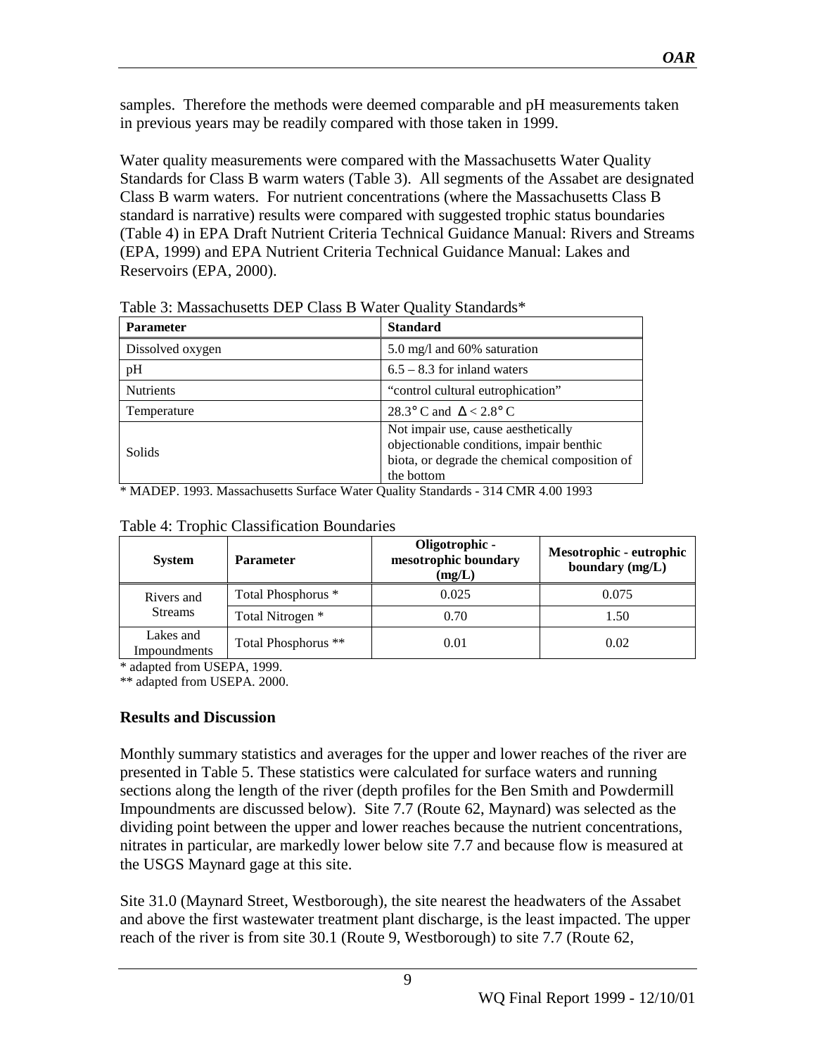samples. Therefore the methods were deemed comparable and pH measurements taken in previous years may be readily compared with those taken in 1999.

Water quality measurements were compared with the Massachusetts Water Quality Standards for Class B warm waters (Table 3). All segments of the Assabet are designated Class B warm waters. For nutrient concentrations (where the Massachusetts Class B standard is narrative) results were compared with suggested trophic status boundaries (Table 4) in EPA Draft Nutrient Criteria Technical Guidance Manual: Rivers and Streams (EPA, 1999) and EPA Nutrient Criteria Technical Guidance Manual: Lakes and Reservoirs (EPA, 2000).

Table 3: Massachusetts DEP Class B Water Quality Standards*

| Parameter | Standard |
|---|---|
| Dissolved oxygen | 5.0 mg/l and 60% saturation |
| pH | 6.5 – 8.3 for inland waters |
| Nutrients | "control cultural eutrophication" |
| Temperature | 28.3° C and $\Delta$ < 2.8° C |
| Solids | Not impair use, cause aesthetically objectionable conditions, impair benthic biota, or degrade the chemical composition of the bottom |

* MADEP. 1993. Massachusetts Surface Water Quality Standards - 314 CMR 4.00 1993

Table 4: Trophic Classification Boundaries

| System | Parameter | Oligotrophic - mesotrophic boundary (mg/L) | Mesotrophic - eutrophic boundary (mg/L) |
|---|---|---|---|
| Rivers and Streams | Total Phosphorus * | 0.025 | 0.075 |
| | Total Nitrogen * | 0.70 | 1.50 |
| Lakes and Impoundments | Total Phosphorus ** | 0.01 | 0.02 |

* adapted from USEPA, 1999.
** adapted from USEPA. 2000.

## Results and Discussion

Monthly summary statistics and averages for the upper and lower reaches of the river are presented in Table 5. These statistics were calculated for surface waters and running sections along the length of the river (depth profiles for the Ben Smith and Powdermill Impoundments are discussed below). Site 7.7 (Route 62, Maynard) was selected as the dividing point between the upper and lower reaches because the nutrient concentrations, nitrates in particular, are markedly lower below site 7.7 and because flow is measured at the USGS Maynard gage at this site.

Site 31.0 (Maynard Street, Westborough), the site nearest the headwaters of the Assabet and above the first wastewater treatment plant discharge, is the least impacted. The upper reach of the river is from site 30.1 (Route 9, Westborough) to site 7.7 (Route 62,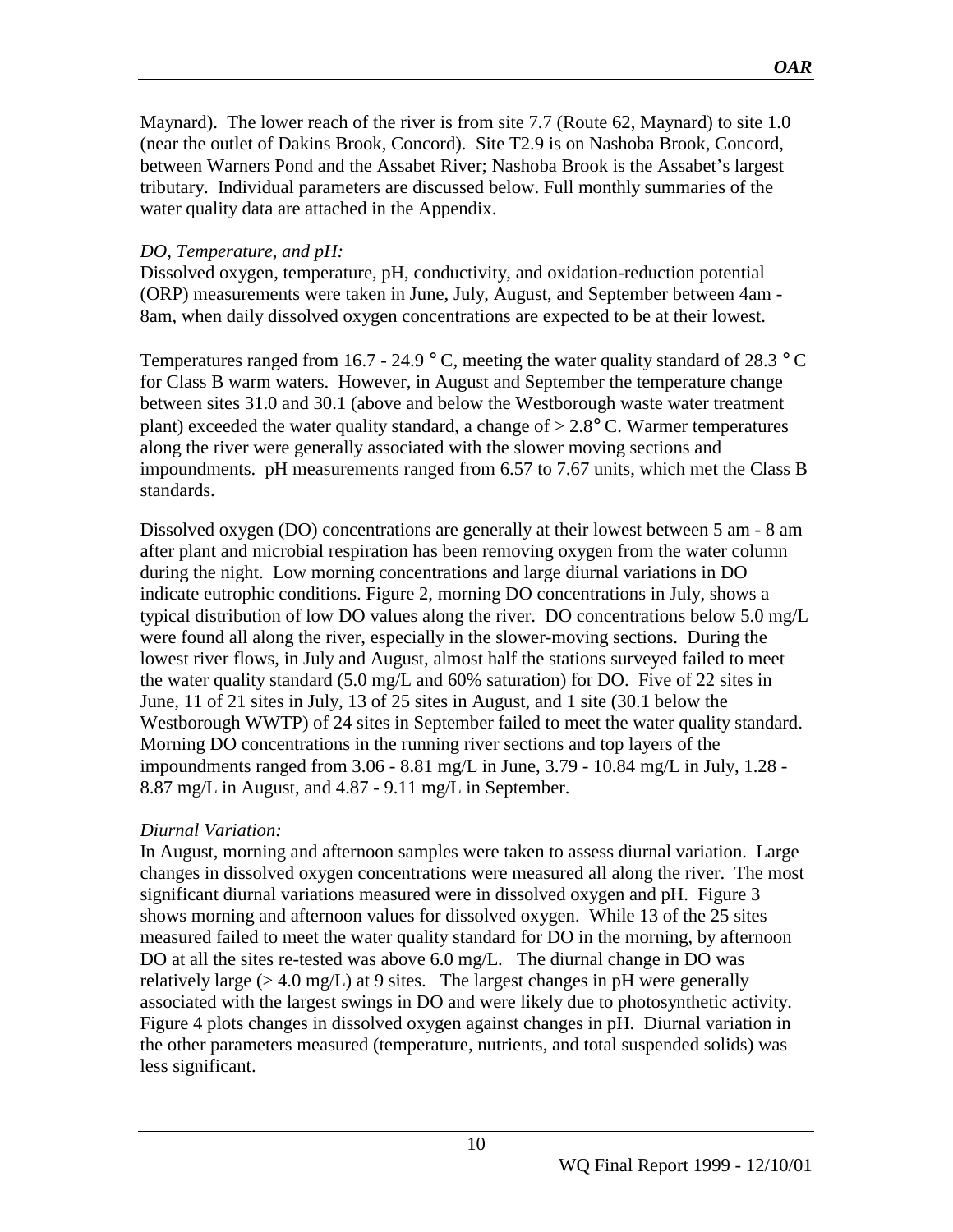Maynard). The lower reach of the river is from site 7.7 (Route 62, Maynard) to site 1.0 (near the outlet of Dakins Brook, Concord). Site T2.9 is on Nashoba Brook, Concord, between Warners Pond and the Assabet River; Nashoba Brook is the Assabet's largest tributary. Individual parameters are discussed below. Full monthly summaries of the water quality data are attached in the Appendix.

*DO, Temperature, and pH:*

Dissolved oxygen, temperature, pH, conductivity, and oxidation-reduction potential (ORP) measurements were taken in June, July, August, and September between 4am - 8am, when daily dissolved oxygen concentrations are expected to be at their lowest.

Temperatures ranged from 16.7 - 24.9 ° C, meeting the water quality standard of 28.3 ° C for Class B warm waters. However, in August and September the temperature change between sites 31.0 and 30.1 (above and below the Westborough waste water treatment plant) exceeded the water quality standard, a change of > 2.8° C. Warmer temperatures along the river were generally associated with the slower moving sections and impoundments. pH measurements ranged from 6.57 to 7.67 units, which met the Class B standards.

Dissolved oxygen (DO) concentrations are generally at their lowest between 5 am - 8 am after plant and microbial respiration has been removing oxygen from the water column during the night. Low morning concentrations and large diurnal variations in DO indicate eutrophic conditions. Figure 2, morning DO concentrations in July, shows a typical distribution of low DO values along the river. DO concentrations below 5.0 mg/L were found all along the river, especially in the slower-moving sections. During the lowest river flows, in July and August, almost half the stations surveyed failed to meet the water quality standard (5.0 mg/L and 60% saturation) for DO. Five of 22 sites in June, 11 of 21 sites in July, 13 of 25 sites in August, and 1 site (30.1 below the Westborough WWTP) of 24 sites in September failed to meet the water quality standard. Morning DO concentrations in the running river sections and top layers of the impoundments ranged from 3.06 - 8.81 mg/L in June, 3.79 - 10.84 mg/L in July, 1.28 - 8.87 mg/L in August, and 4.87 - 9.11 mg/L in September.

*Diurnal Variation:*

In August, morning and afternoon samples were taken to assess diurnal variation. Large changes in dissolved oxygen concentrations were measured all along the river. The most significant diurnal variations measured were in dissolved oxygen and pH. Figure 3 shows morning and afternoon values for dissolved oxygen. While 13 of the 25 sites measured failed to meet the water quality standard for DO in the morning, by afternoon DO at all the sites re-tested was above 6.0 mg/L. The diurnal change in DO was relatively large (> 4.0 mg/L) at 9 sites. The largest changes in pH were generally associated with the largest swings in DO and were likely due to photosynthetic activity. Figure 4 plots changes in dissolved oxygen against changes in pH. Diurnal variation in the other parameters measured (temperature, nutrients, and total suspended solids) was less significant.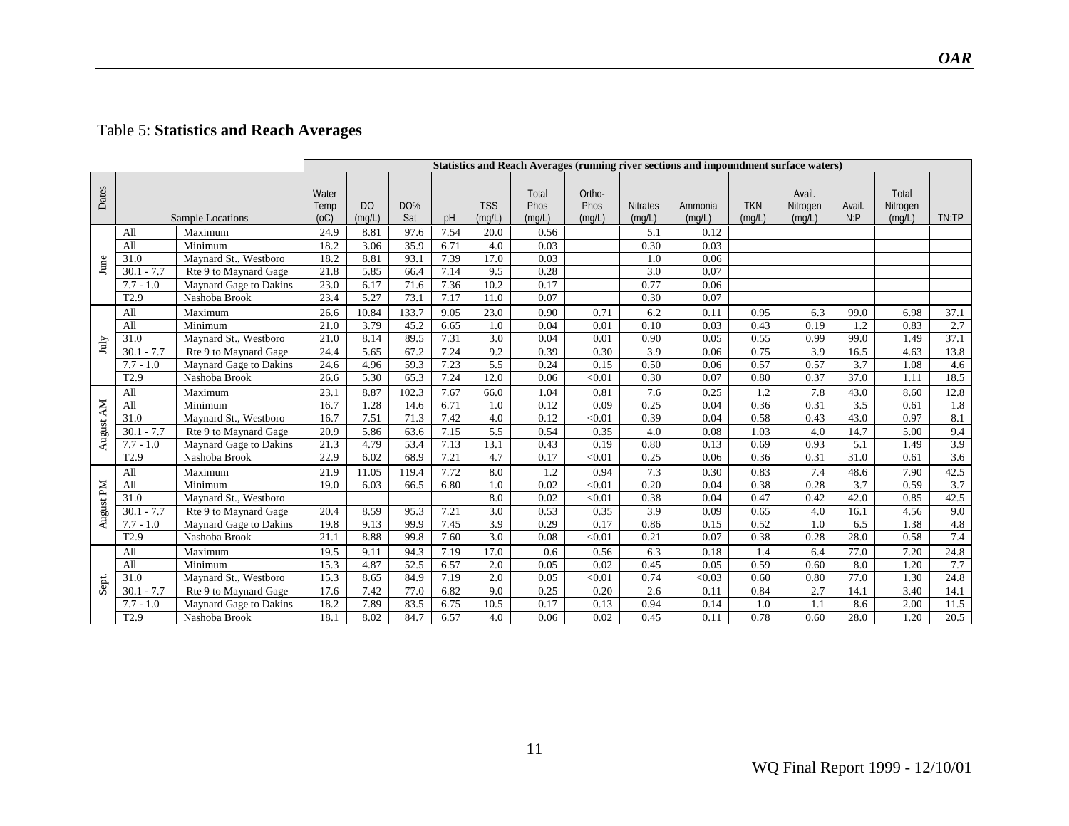Table 5: **Statistics and Reach Averages**

| Dates | Sample Locations | | Statistics and Reach Averages (running river sections and impoundment surface waters) | | | | | | | | | | | | | |
|---|---|---|---|---|---|---|---|---|---|---|---|---|---|---|---|---|
| | | | Water Temp (oC) | DO (mg/L) | DO% Sat | pH | TSS (mg/L) | Total Phos (mg/L) | Ortho-Phos (mg/L) | Nitrates (mg/L) | Ammonia (mg/L) | TKN (mg/L) | Avail. Nitrogen (mg/L) | Avail. N:P | Total Nitrogen (mg/L) | TN:TP |
| June | All | Maximum | 24.9 | 8.81 | 97.6 | 7.54 | 20.0 | 0.56 | | 5.1 | 0.12 | | | | | |
| | All | Minimum | 18.2 | 3.06 | 35.9 | 6.71 | 4.0 | 0.03 | | 0.30 | 0.03 | | | | | |
| | 31.0 | Maynard St., Westboro | 18.2 | 8.81 | 93.1 | 7.39 | 17.0 | 0.03 | | 1.0 | 0.06 | | | | | |
| | 30.1 - 7.7 | Rte 9 to Maynard Gage | 21.8 | 5.85 | 66.4 | 7.14 | 9.5 | 0.28 | | 3.0 | 0.07 | | | | | |
| | 7.7 - 1.0 | Maynard Gage to Dakins | 23.0 | 6.17 | 71.6 | 7.36 | 10.2 | 0.17 | | 0.77 | 0.06 | | | | | |
| | T2.9 | Nashoba Brook | 23.4 | 5.27 | 73.1 | 7.17 | 11.0 | 0.07 | | 0.30 | 0.07 | | | | | |
| July | All | Maximum | 26.6 | 10.84 | 133.7 | 9.05 | 23.0 | 0.90 | 0.71 | 6.2 | 0.11 | 0.95 | 6.3 | 99.0 | 6.98 | 37.1 |
| | All | Minimum | 21.0 | 3.79 | 45.2 | 6.65 | 1.0 | 0.04 | 0.01 | 0.10 | 0.03 | 0.43 | 0.19 | 1.2 | 0.83 | 2.7 |
| | 31.0 | Maynard St., Westboro | 21.0 | 8.14 | 89.5 | 7.31 | 3.0 | 0.04 | 0.01 | 0.90 | 0.05 | 0.55 | 0.99 | 99.0 | 1.49 | 37.1 |
| | 30.1 - 7.7 | Rte 9 to Maynard Gage | 24.4 | 5.65 | 67.2 | 7.24 | 9.2 | 0.39 | 0.30 | 3.9 | 0.06 | 0.75 | 3.9 | 16.5 | 4.63 | 13.8 |
| | 7.7 - 1.0 | Maynard Gage to Dakins | 24.6 | 4.96 | 59.3 | 7.23 | 5.5 | 0.24 | 0.15 | 0.50 | 0.06 | 0.57 | 0.57 | 3.7 | 1.08 | 4.6 |
| | T2.9 | Nashoba Brook | 26.6 | 5.30 | 65.3 | 7.24 | 12.0 | 0.06 | <0.01 | 0.30 | 0.07 | 0.80 | 0.37 | 37.0 | 1.11 | 18.5 |
| August AM | All | Maximum | 23.1 | 8.87 | 102.3 | 7.67 | 66.0 | 1.04 | 0.81 | 7.6 | 0.25 | 1.2 | 7.8 | 43.0 | 8.60 | 12.8 |
| | All | Minimum | 16.7 | 1.28 | 14.6 | 6.71 | 1.0 | 0.12 | 0.09 | 0.25 | 0.04 | 0.36 | 0.31 | 3.5 | 0.61 | 1.8 |
| | 31.0 | Maynard St., Westboro | 16.7 | 7.51 | 71.3 | 7.42 | 4.0 | 0.12 | <0.01 | 0.39 | 0.04 | 0.58 | 0.43 | 43.0 | 0.97 | 8.1 |
| | 30.1 - 7.7 | Rte 9 to Maynard Gage | 20.9 | 5.86 | 63.6 | 7.15 | 5.5 | 0.54 | 0.35 | 4.0 | 0.08 | 1.03 | 4.0 | 14.7 | 5.00 | 9.4 |
| | 7.7 - 1.0 | Maynard Gage to Dakins | 21.3 | 4.79 | 53.4 | 7.13 | 13.1 | 0.43 | 0.19 | 0.80 | 0.13 | 0.69 | 0.93 | 5.1 | 1.49 | 3.9 |
| | T2.9 | Nashoba Brook | 22.9 | 6.02 | 68.9 | 7.21 | 4.7 | 0.17 | <0.01 | 0.25 | 0.06 | 0.36 | 0.31 | 31.0 | 0.61 | 3.6 |
| August PM | All | Maximum | 21.9 | 11.05 | 119.4 | 7.72 | 8.0 | 1.2 | 0.94 | 7.3 | 0.30 | 0.83 | 7.4 | 48.6 | 7.90 | 42.5 |
| | All | Minimum | 19.0 | 6.03 | 66.5 | 6.80 | 1.0 | 0.02 | <0.01 | 0.20 | 0.04 | 0.38 | 0.28 | 3.7 | 0.59 | 3.7 |
| | 31.0 | Maynard St., Westboro | | | | | 8.0 | 0.02 | <0.01 | 0.38 | 0.04 | 0.47 | 0.42 | 42.0 | 0.85 | 42.5 |
| | 30.1 - 7.7 | Rte 9 to Maynard Gage | 20.4 | 8.59 | 95.3 | 7.21 | 3.0 | 0.53 | 0.35 | 3.9 | 0.09 | 0.65 | 4.0 | 16.1 | 4.56 | 9.0 |
| | 7.7 - 1.0 | Maynard Gage to Dakins | 19.8 | 9.13 | 99.9 | 7.45 | 3.9 | 0.29 | 0.17 | 0.86 | 0.15 | 0.52 | 1.0 | 6.5 | 1.38 | 4.8 |
| | T2.9 | Nashoba Brook | 21.1 | 8.88 | 99.8 | 7.60 | 3.0 | 0.08 | <0.01 | 0.21 | 0.07 | 0.38 | 0.28 | 28.0 | 0.58 | 7.4 |
| Sept. | All | Maximum | 19.5 | 9.11 | 94.3 | 7.19 | 17.0 | 0.6 | 0.56 | 6.3 | 0.18 | 1.4 | 6.4 | 77.0 | 7.20 | 24.8 |
| | All | Minimum | 15.3 | 4.87 | 52.5 | 6.57 | 2.0 | 0.05 | 0.02 | 0.45 | 0.05 | 0.59 | 0.60 | 8.0 | 1.20 | 7.7 |
| | 31.0 | Maynard St., Westboro | 15.3 | 8.65 | 84.9 | 7.19 | 2.0 | 0.05 | <0.01 | 0.74 | <0.03 | 0.60 | 0.80 | 77.0 | 1.30 | 24.8 |
| | 30.1 - 7.7 | Rte 9 to Maynard Gage | 17.6 | 7.42 | 77.0 | 6.82 | 9.0 | 0.25 | 0.20 | 2.6 | 0.11 | 0.84 | 2.7 | 14.1 | 3.40 | 14.1 |
| | 7.7 - 1.0 | Maynard Gage to Dakins | 18.2 | 7.89 | 83.5 | 6.75 | 10.5 | 0.17 | 0.13 | 0.94 | 0.14 | 1.0 | 1.1 | 8.6 | 2.00 | 11.5 |
| | T2.9 | Nashoba Brook | 18.1 | 8.02 | 84.7 | 6.57 | 4.0 | 0.06 | 0.02 | 0.45 | 0.11 | 0.78 | 0.60 | 28.0 | 1.20 | 20.5 |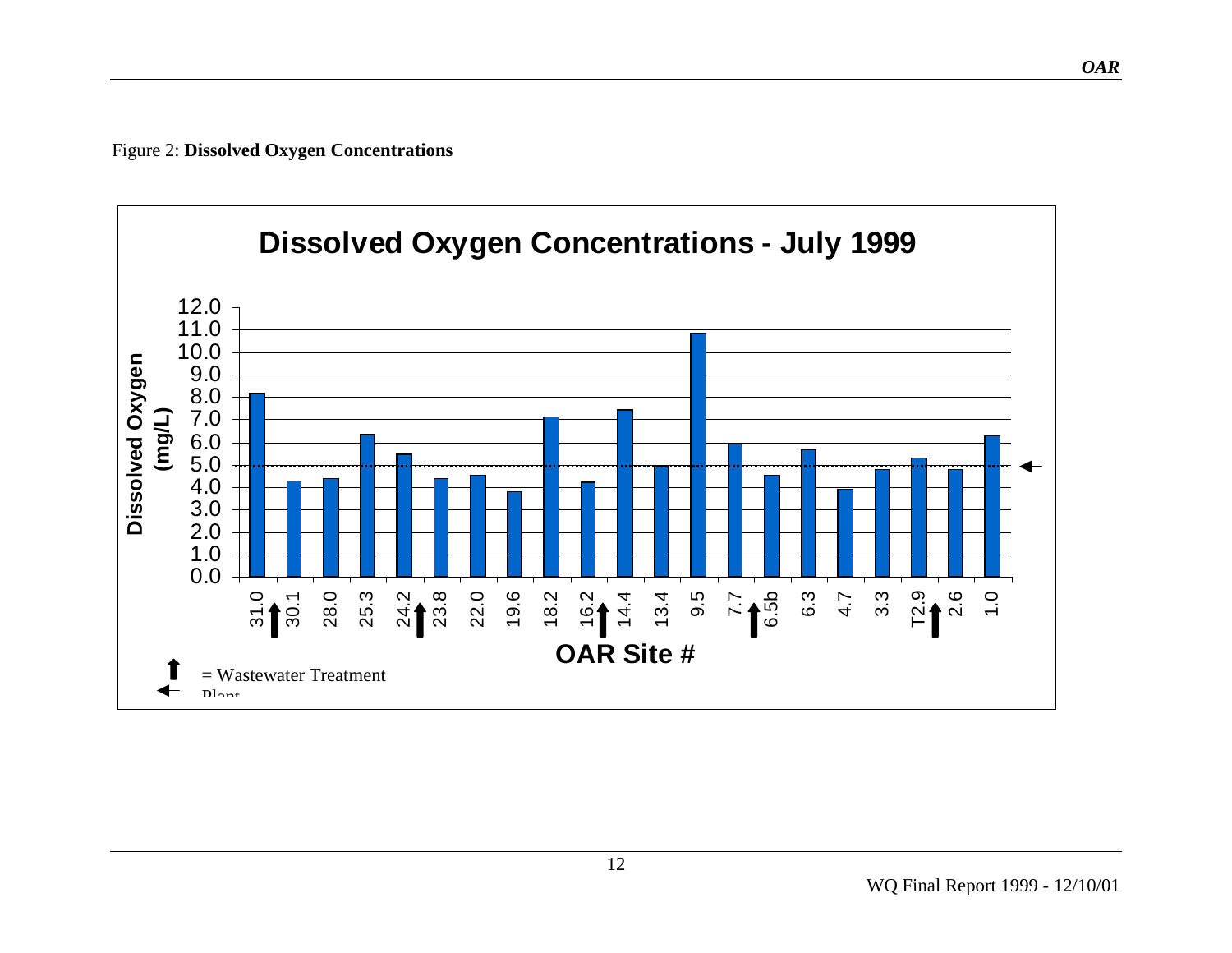Figure 2: **Dissolved Oxygen Concentrations**

**Dissolved Oxygen Concentrations - July 1999**

| OAR Site # | Dissolved Oxygen (mg/L) |
|---|---|
| 31.0 | 8.2 |
| 30.1 | 4.3 |
| 28.0 | 4.4 |
| 25.3 | 6.4 |
| 24.2 | 5.5 |
| 23.8 | 4.4 |
| 22.0 | 4.6 |
| 19.6 | 3.8 |
| 18.2 | 7.1 |
| 16.2 | 4.3 |
| 14.4 | 7.5 |
| 13.4 | 5.0 |
| 9.5 | 10.9 |
| 7.7 | 6.0 |
| 6.5b | 4.6 |
| 6.3 | 5.7 |
| 4.7 | 3.9 |
| 3.3 | 4.8 |
| T2.9 | 5.3 |
| 2.6 | 4.8 |
| 1.0 | 6.3 |

(Values estimated from bar chart.)

↑ = Wastewater Treatment Plant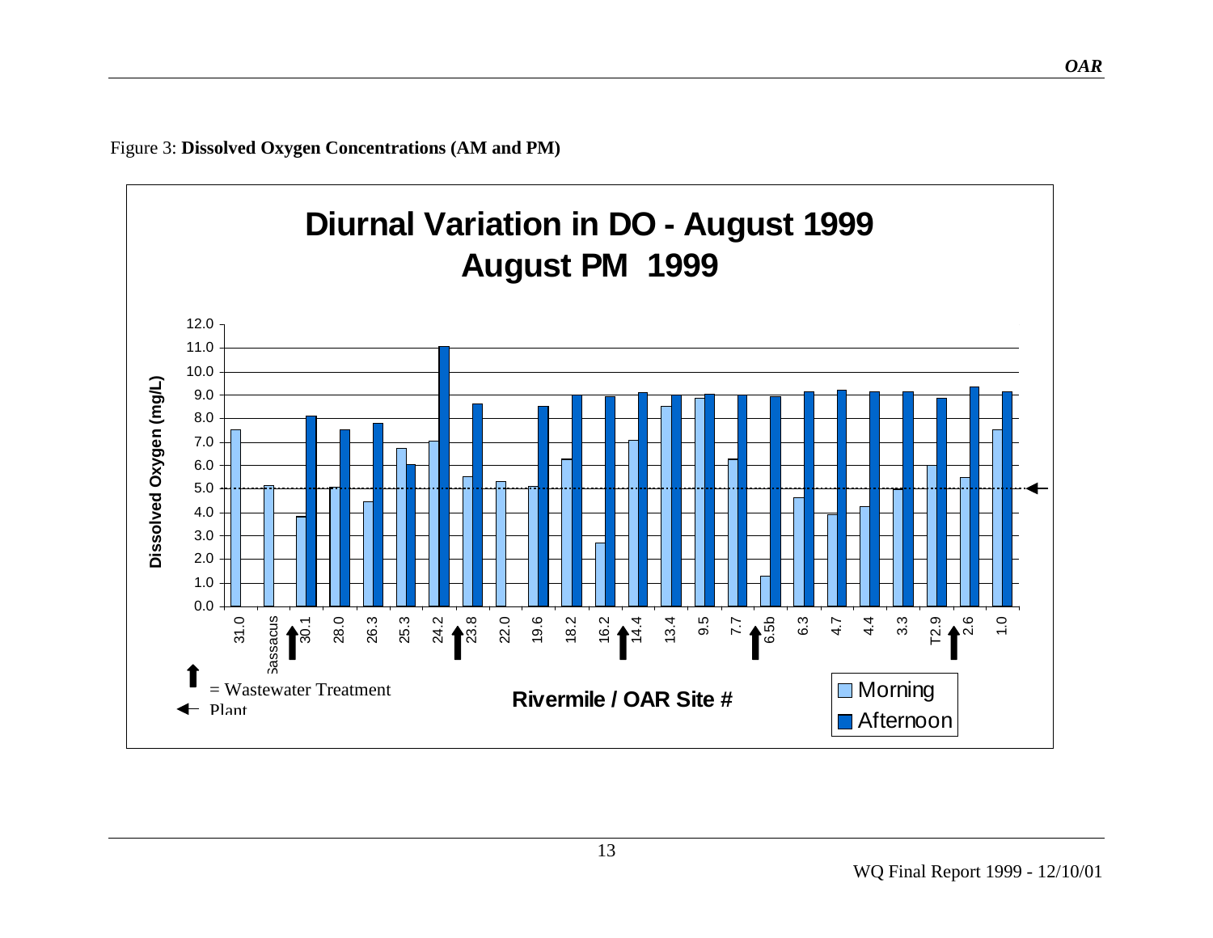Figure 3: **Dissolved Oxygen Concentrations (AM and PM)**

**Diurnal Variation in DO - August 1999**
**August PM 1999**

Dissolved Oxygen (mg/L)

Rivermile / OAR Site #

| Site | Morning | Afternoon |
|---|---|---|
| 31.0 | 7.5 | |
| Sassacus | 5.1 | |
| 30.1 | 3.8 | 8.1 |
| 28.0 | 5.0 | 7.5 |
| 26.3 | 4.4 | 7.8 |
| 25.3 | 6.7 | 6.0 |
| 24.2 | 7.0 | 11.1 |
| 23.8 | 5.5 | 8.6 |
| 22.0 | 5.3 | |
| 19.6 | 5.1 | 8.5 |
| 18.2 | 6.2 | 9.0 |
| 16.2 | 2.7 | 8.9 |
| 14.4 | 7.0 | 9.1 |
| 13.4 | 8.5 | 9.0 |
| 9.5 | 8.9 | 9.0 |
| 7.7 | 6.2 | 9.0 |
| 6.5b | 1.3 | 8.9 |
| 6.3 | 4.6 | 9.1 |
| 4.7 | 3.9 | 9.2 |
| 4.4 | 4.2 | 9.1 |
| 3.3 | 5.0 | 9.1 |
| T2.9 | 6.0 | 8.9 |
| 2.6 | 5.5 | 9.3 |
| 1.0 | 7.5 | 9.1 |

↑ = Wastewater Treatment Plant

◄ Morning ■ Afternoon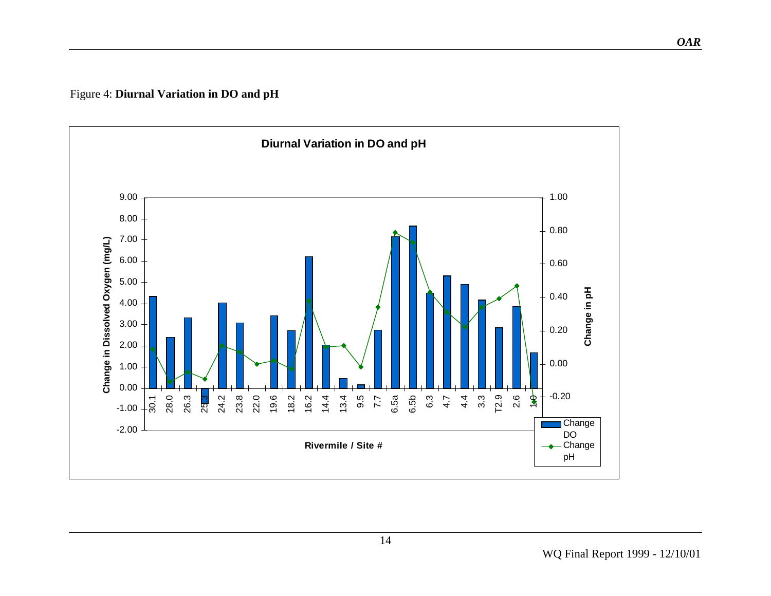Figure 4: **Diurnal Variation in DO and pH**

**Diurnal Variation in DO and pH**

Change in Dissolved Oxygen (mg/L): -2.00 to 9.00

Change in pH: -0.20 to 1.00

Rivermile / Site #: 30.1, 28.0, 26.3, 25.3, 24.2, 23.8, 22.0, 19.6, 18.2, 16.2, 14.4, 13.4, 9.5, 7.7, 6.5a, 6.5b, 6.3, 4.7, 4.4, 3.3, T2.9, 2.6, 1.0

Legend: Change DO; Change pH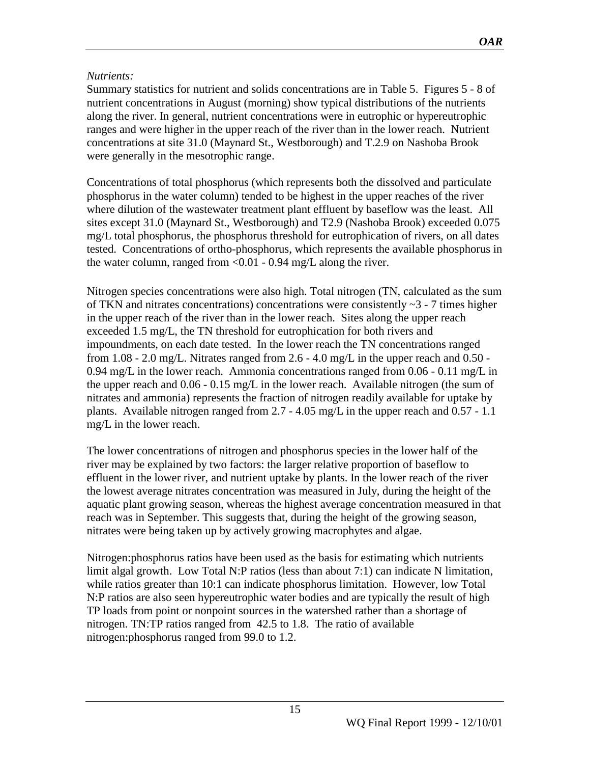*Nutrients:*

Summary statistics for nutrient and solids concentrations are in Table 5. Figures 5 - 8 of nutrient concentrations in August (morning) show typical distributions of the nutrients along the river. In general, nutrient concentrations were in eutrophic or hypereutrophic ranges and were higher in the upper reach of the river than in the lower reach. Nutrient concentrations at site 31.0 (Maynard St., Westborough) and T.2.9 on Nashoba Brook were generally in the mesotrophic range.

Concentrations of total phosphorus (which represents both the dissolved and particulate phosphorus in the water column) tended to be highest in the upper reaches of the river where dilution of the wastewater treatment plant effluent by baseflow was the least. All sites except 31.0 (Maynard St., Westborough) and T2.9 (Nashoba Brook) exceeded 0.075 mg/L total phosphorus, the phosphorus threshold for eutrophication of rivers, on all dates tested. Concentrations of ortho-phosphorus, which represents the available phosphorus in the water column, ranged from <0.01 - 0.94 mg/L along the river.

Nitrogen species concentrations were also high. Total nitrogen (TN, calculated as the sum of TKN and nitrates concentrations) concentrations were consistently ~3 - 7 times higher in the upper reach of the river than in the lower reach. Sites along the upper reach exceeded 1.5 mg/L, the TN threshold for eutrophication for both rivers and impoundments, on each date tested. In the lower reach the TN concentrations ranged from 1.08 - 2.0 mg/L. Nitrates ranged from 2.6 - 4.0 mg/L in the upper reach and 0.50 - 0.94 mg/L in the lower reach. Ammonia concentrations ranged from 0.06 - 0.11 mg/L in the upper reach and 0.06 - 0.15 mg/L in the lower reach. Available nitrogen (the sum of nitrates and ammonia) represents the fraction of nitrogen readily available for uptake by plants. Available nitrogen ranged from 2.7 - 4.05 mg/L in the upper reach and 0.57 - 1.1 mg/L in the lower reach.

The lower concentrations of nitrogen and phosphorus species in the lower half of the river may be explained by two factors: the larger relative proportion of baseflow to effluent in the lower river, and nutrient uptake by plants. In the lower reach of the river the lowest average nitrates concentration was measured in July, during the height of the aquatic plant growing season, whereas the highest average concentration measured in that reach was in September. This suggests that, during the height of the growing season, nitrates were being taken up by actively growing macrophytes and algae.

Nitrogen:phosphorus ratios have been used as the basis for estimating which nutrients limit algal growth. Low Total N:P ratios (less than about 7:1) can indicate N limitation, while ratios greater than 10:1 can indicate phosphorus limitation. However, low Total N:P ratios are also seen hypereutrophic water bodies and are typically the result of high TP loads from point or nonpoint sources in the watershed rather than a shortage of nitrogen. TN:TP ratios ranged from 42.5 to 1.8. The ratio of available nitrogen:phosphorus ranged from 99.0 to 1.2.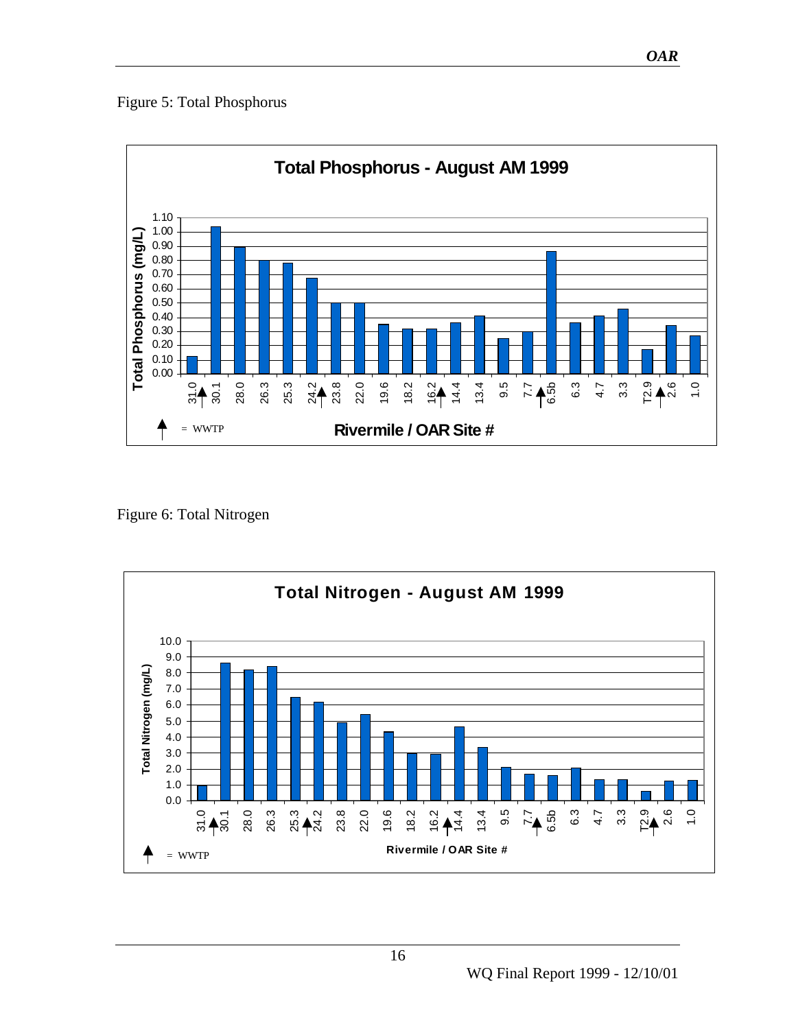Figure 5: Total Phosphorus

Figure 6: Total Nitrogen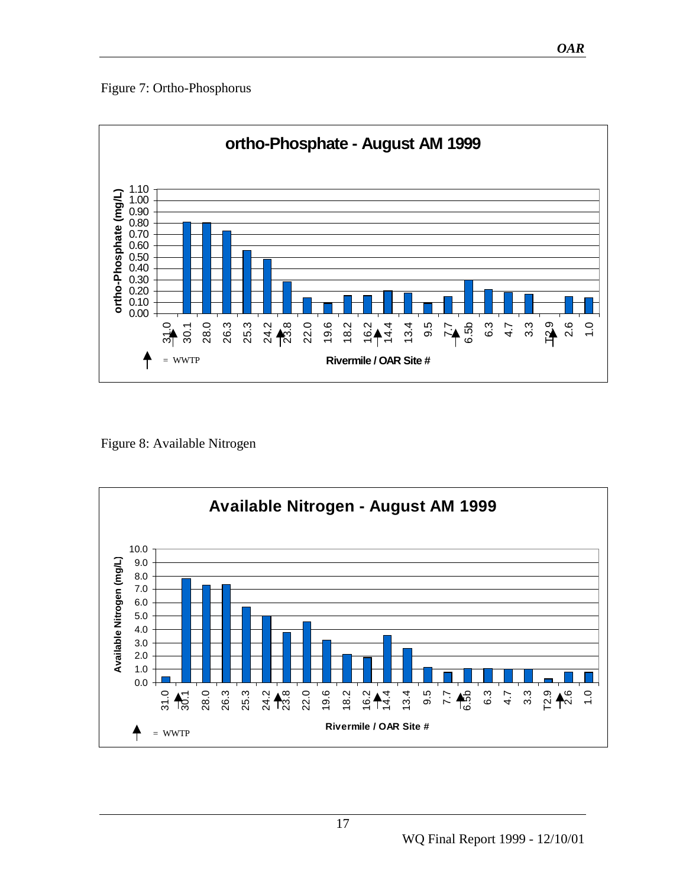Figure 7: Ortho-Phosphorus

Figure 8: Available Nitrogen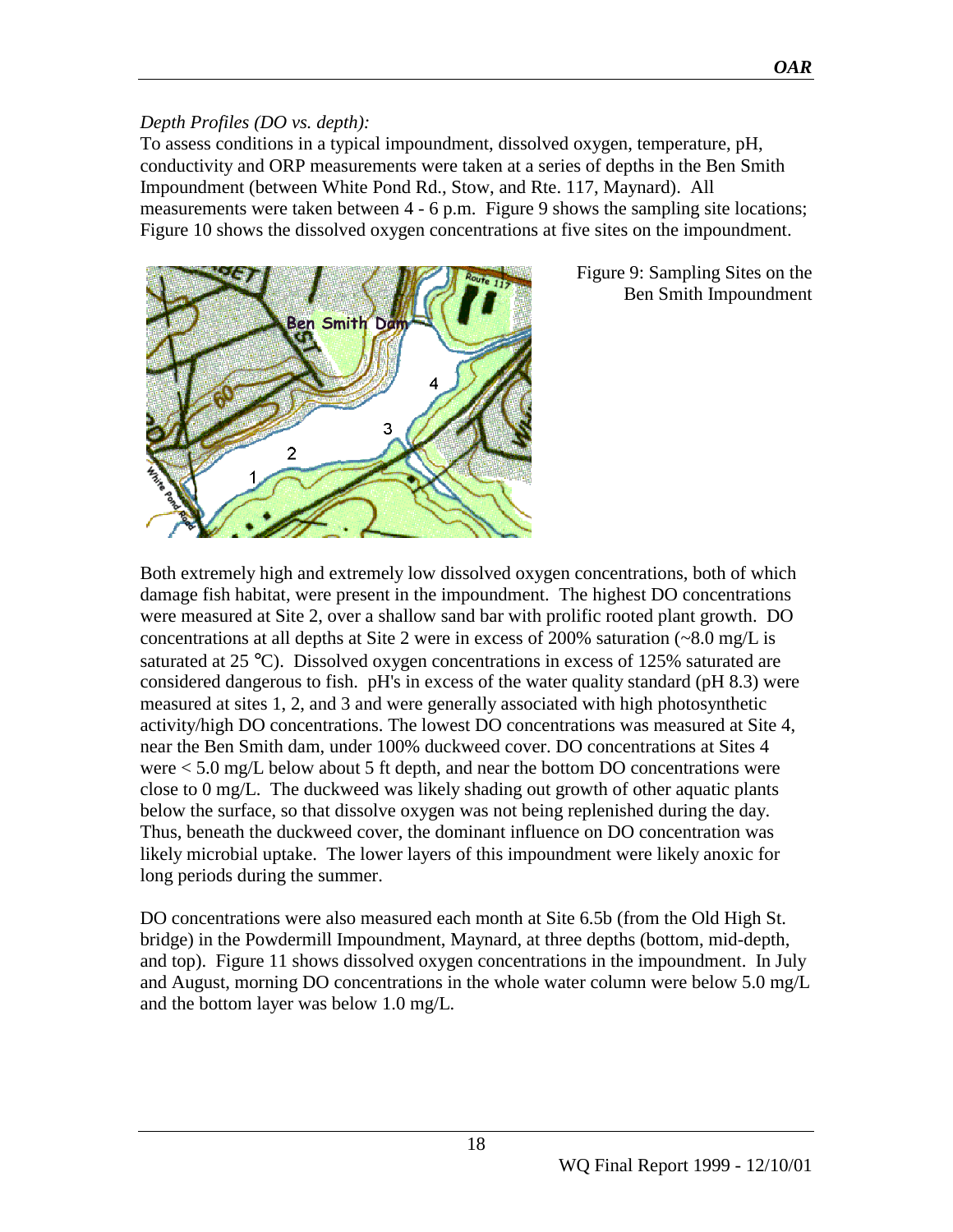*Depth Profiles (DO vs. depth):*

To assess conditions in a typical impoundment, dissolved oxygen, temperature, pH, conductivity and ORP measurements were taken at a series of depths in the Ben Smith Impoundment (between White Pond Rd., Stow, and Rte. 117, Maynard). All measurements were taken between 4 - 6 p.m. Figure 9 shows the sampling site locations; Figure 10 shows the dissolved oxygen concentrations at five sites on the impoundment.

Figure 9: Sampling Sites on the Ben Smith Impoundment

Both extremely high and extremely low dissolved oxygen concentrations, both of which damage fish habitat, were present in the impoundment. The highest DO concentrations were measured at Site 2, over a shallow sand bar with prolific rooted plant growth. DO concentrations at all depths at Site 2 were in excess of 200% saturation (~8.0 mg/L is saturated at 25 °C). Dissolved oxygen concentrations in excess of 125% saturated are considered dangerous to fish. pH's in excess of the water quality standard (pH 8.3) were measured at sites 1, 2, and 3 and were generally associated with high photosynthetic activity/high DO concentrations. The lowest DO concentrations was measured at Site 4, near the Ben Smith dam, under 100% duckweed cover. DO concentrations at Sites 4 were < 5.0 mg/L below about 5 ft depth, and near the bottom DO concentrations were close to 0 mg/L. The duckweed was likely shading out growth of other aquatic plants below the surface, so that dissolve oxygen was not being replenished during the day. Thus, beneath the duckweed cover, the dominant influence on DO concentration was likely microbial uptake. The lower layers of this impoundment were likely anoxic for long periods during the summer.

DO concentrations were also measured each month at Site 6.5b (from the Old High St. bridge) in the Powdermill Impoundment, Maynard, at three depths (bottom, mid-depth, and top). Figure 11 shows dissolved oxygen concentrations in the impoundment. In July and August, morning DO concentrations in the whole water column were below 5.0 mg/L and the bottom layer was below 1.0 mg/L.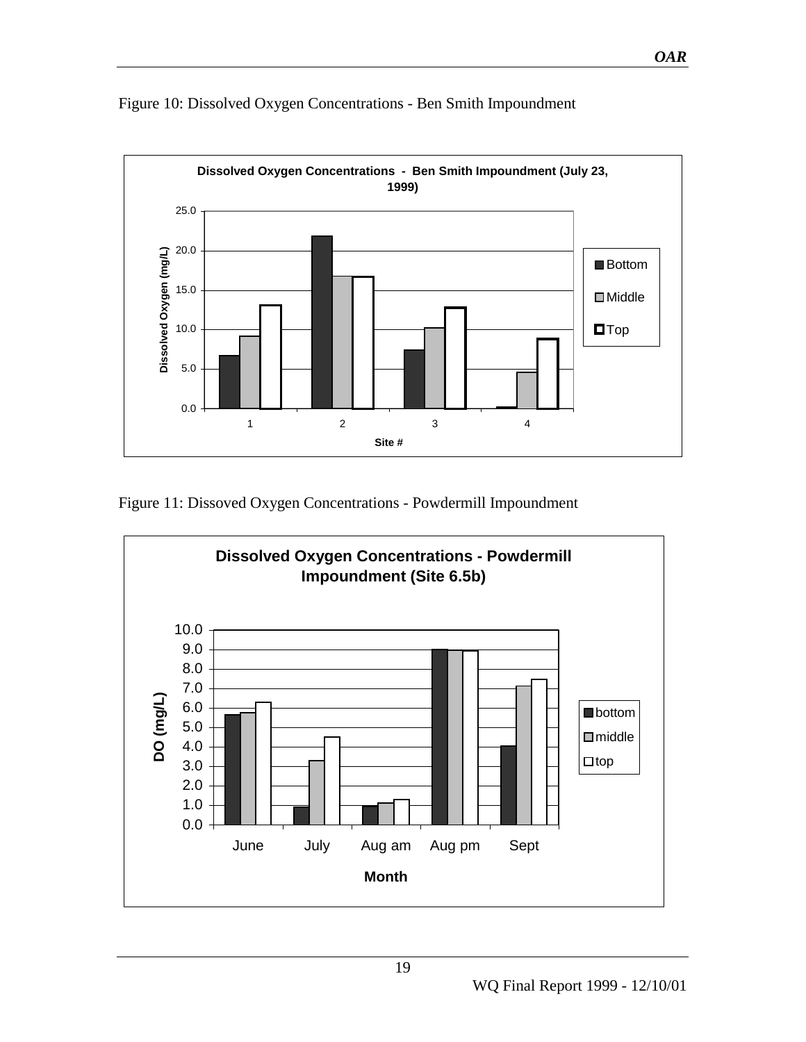Figure 10: Dissolved Oxygen Concentrations - Ben Smith Impoundment

Figure 11: Dissoved Oxygen Concentrations - Powdermill Impoundment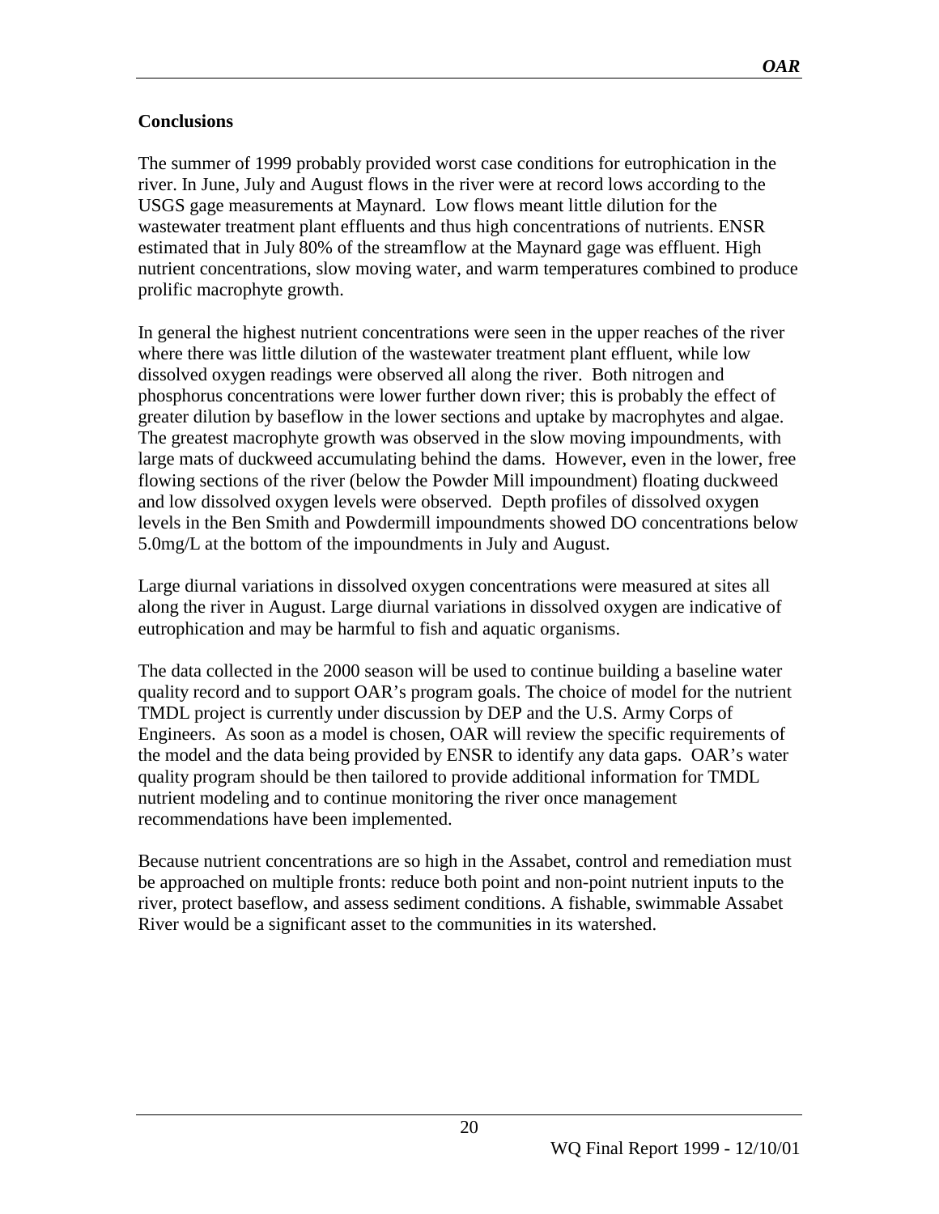## Conclusions

The summer of 1999 probably provided worst case conditions for eutrophication in the river. In June, July and August flows in the river were at record lows according to the USGS gage measurements at Maynard. Low flows meant little dilution for the wastewater treatment plant effluents and thus high concentrations of nutrients. ENSR estimated that in July 80% of the streamflow at the Maynard gage was effluent. High nutrient concentrations, slow moving water, and warm temperatures combined to produce prolific macrophyte growth.

In general the highest nutrient concentrations were seen in the upper reaches of the river where there was little dilution of the wastewater treatment plant effluent, while low dissolved oxygen readings were observed all along the river. Both nitrogen and phosphorus concentrations were lower further down river; this is probably the effect of greater dilution by baseflow in the lower sections and uptake by macrophytes and algae. The greatest macrophyte growth was observed in the slow moving impoundments, with large mats of duckweed accumulating behind the dams. However, even in the lower, free flowing sections of the river (below the Powder Mill impoundment) floating duckweed and low dissolved oxygen levels were observed. Depth profiles of dissolved oxygen levels in the Ben Smith and Powdermill impoundments showed DO concentrations below 5.0mg/L at the bottom of the impoundments in July and August.

Large diurnal variations in dissolved oxygen concentrations were measured at sites all along the river in August. Large diurnal variations in dissolved oxygen are indicative of eutrophication and may be harmful to fish and aquatic organisms.

The data collected in the 2000 season will be used to continue building a baseline water quality record and to support OAR's program goals. The choice of model for the nutrient TMDL project is currently under discussion by DEP and the U.S. Army Corps of Engineers. As soon as a model is chosen, OAR will review the specific requirements of the model and the data being provided by ENSR to identify any data gaps. OAR's water quality program should be then tailored to provide additional information for TMDL nutrient modeling and to continue monitoring the river once management recommendations have been implemented.

Because nutrient concentrations are so high in the Assabet, control and remediation must be approached on multiple fronts: reduce both point and non-point nutrient inputs to the river, protect baseflow, and assess sediment conditions. A fishable, swimmable Assabet River would be a significant asset to the communities in its watershed.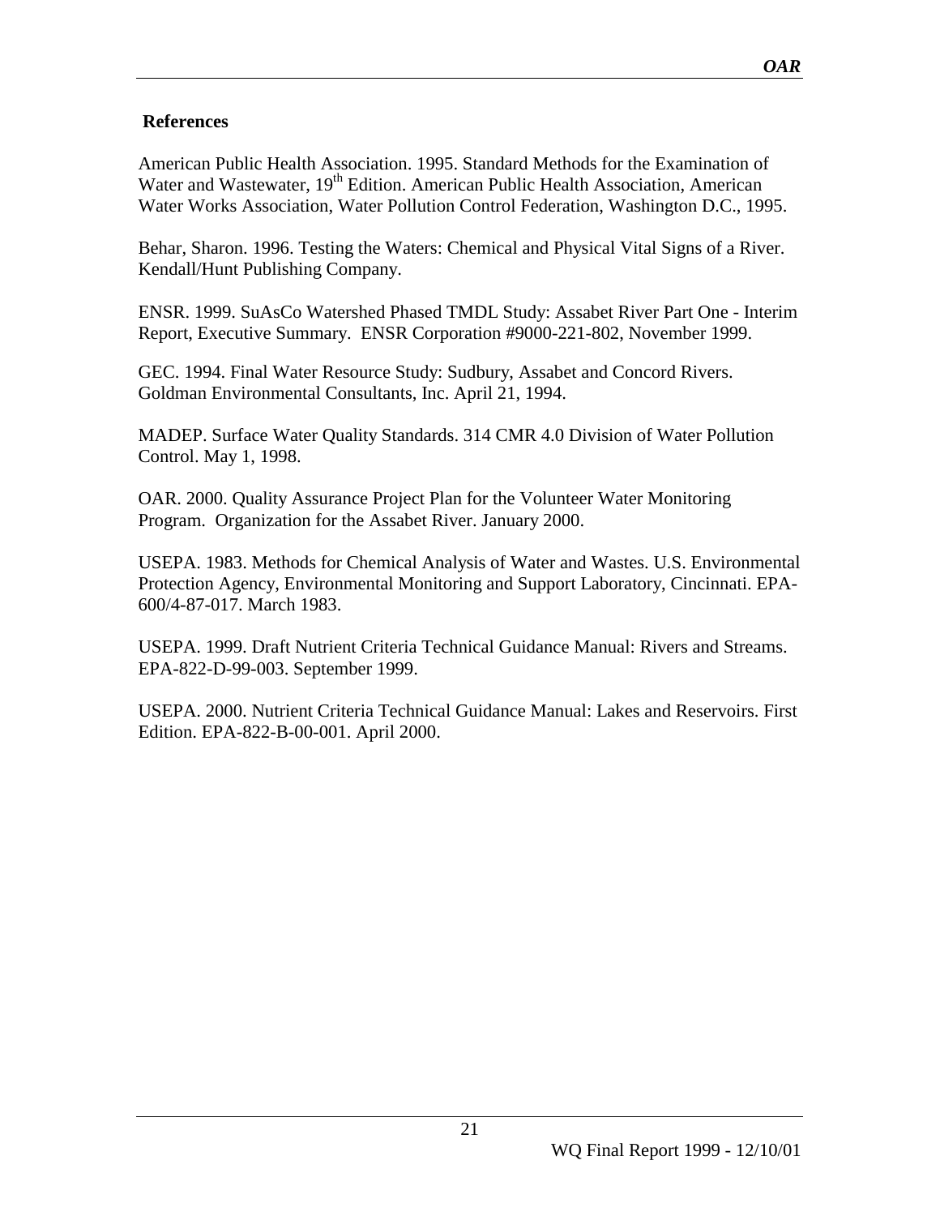## References

American Public Health Association. 1995. Standard Methods for the Examination of Water and Wastewater, 19th Edition. American Public Health Association, American Water Works Association, Water Pollution Control Federation, Washington D.C., 1995.

Behar, Sharon. 1996. Testing the Waters: Chemical and Physical Vital Signs of a River. Kendall/Hunt Publishing Company.

ENSR. 1999. SuAsCo Watershed Phased TMDL Study: Assabet River Part One - Interim Report, Executive Summary. ENSR Corporation #9000-221-802, November 1999.

GEC. 1994. Final Water Resource Study: Sudbury, Assabet and Concord Rivers. Goldman Environmental Consultants, Inc. April 21, 1994.

MADEP. Surface Water Quality Standards. 314 CMR 4.0 Division of Water Pollution Control. May 1, 1998.

OAR. 2000. Quality Assurance Project Plan for the Volunteer Water Monitoring Program. Organization for the Assabet River. January 2000.

USEPA. 1983. Methods for Chemical Analysis of Water and Wastes. U.S. Environmental Protection Agency, Environmental Monitoring and Support Laboratory, Cincinnati. EPA-600/4-87-017. March 1983.

USEPA. 1999. Draft Nutrient Criteria Technical Guidance Manual: Rivers and Streams. EPA-822-D-99-003. September 1999.

USEPA. 2000. Nutrient Criteria Technical Guidance Manual: Lakes and Reservoirs. First Edition. EPA-822-B-00-001. April 2000.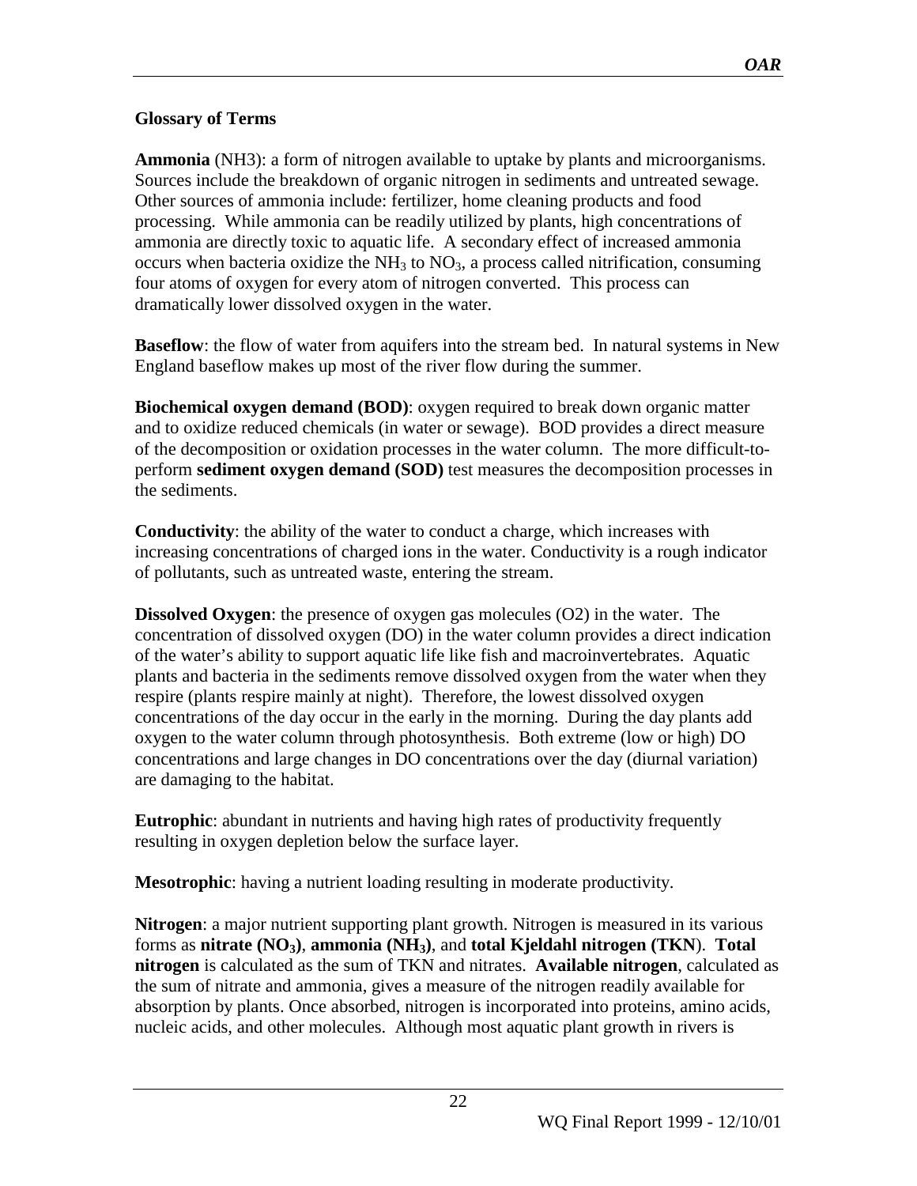**Glossary of Terms**

**Ammonia** ($NH3$): a form of nitrogen available to uptake by plants and microorganisms. Sources include the breakdown of organic nitrogen in sediments and untreated sewage. Other sources of ammonia include: fertilizer, home cleaning products and food processing. While ammonia can be readily utilized by plants, high concentrations of ammonia are directly toxic to aquatic life. A secondary effect of increased ammonia occurs when bacteria oxidize the $NH_3$ to $NO_3$, a process called nitrification, consuming four atoms of oxygen for every atom of nitrogen converted. This process can dramatically lower dissolved oxygen in the water.

**Baseflow**: the flow of water from aquifers into the stream bed. In natural systems in New England baseflow makes up most of the river flow during the summer.

**Biochemical oxygen demand (BOD)**: oxygen required to break down organic matter and to oxidize reduced chemicals (in water or sewage). BOD provides a direct measure of the decomposition or oxidation processes in the water column. The more difficult-to-perform **sediment oxygen demand (SOD)** test measures the decomposition processes in the sediments.

**Conductivity**: the ability of the water to conduct a charge, which increases with increasing concentrations of charged ions in the water. Conductivity is a rough indicator of pollutants, such as untreated waste, entering the stream.

**Dissolved Oxygen**: the presence of oxygen gas molecules ($O2$) in the water. The concentration of dissolved oxygen (DO) in the water column provides a direct indication of the water's ability to support aquatic life like fish and macroinvertebrates. Aquatic plants and bacteria in the sediments remove dissolved oxygen from the water when they respire (plants respire mainly at night). Therefore, the lowest dissolved oxygen concentrations of the day occur in the early in the morning. During the day plants add oxygen to the water column through photosynthesis. Both extreme (low or high) DO concentrations and large changes in DO concentrations over the day (diurnal variation) are damaging to the habitat.

**Eutrophic**: abundant in nutrients and having high rates of productivity frequently resulting in oxygen depletion below the surface layer.

**Mesotrophic**: having a nutrient loading resulting in moderate productivity.

**Nitrogen**: a major nutrient supporting plant growth. Nitrogen is measured in its various forms as **nitrate ($NO_3$)**, **ammonia ($NH_3$)**, and **total Kjeldahl nitrogen (TKN**). **Total nitrogen** is calculated as the sum of TKN and nitrates. **Available nitrogen**, calculated as the sum of nitrate and ammonia, gives a measure of the nitrogen readily available for absorption by plants. Once absorbed, nitrogen is incorporated into proteins, amino acids, nucleic acids, and other molecules. Although most aquatic plant growth in rivers is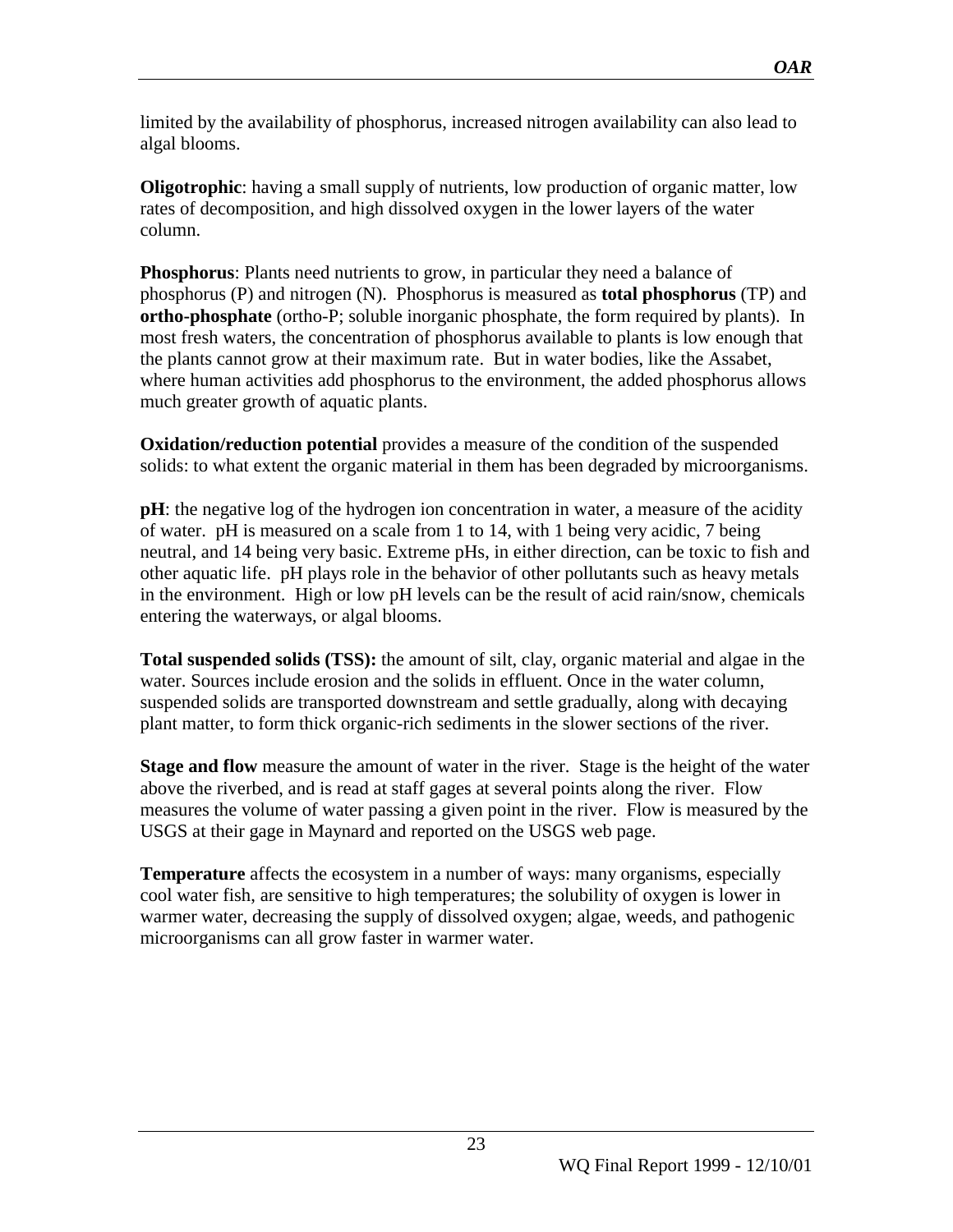limited by the availability of phosphorus, increased nitrogen availability can also lead to algal blooms.

**Oligotrophic**: having a small supply of nutrients, low production of organic matter, low rates of decomposition, and high dissolved oxygen in the lower layers of the water column.

**Phosphorus**: Plants need nutrients to grow, in particular they need a balance of phosphorus (P) and nitrogen (N). Phosphorus is measured as **total phosphorus** (TP) and **ortho-phosphate** (ortho-P; soluble inorganic phosphate, the form required by plants). In most fresh waters, the concentration of phosphorus available to plants is low enough that the plants cannot grow at their maximum rate. But in water bodies, like the Assabet, where human activities add phosphorus to the environment, the added phosphorus allows much greater growth of aquatic plants.

**Oxidation/reduction potential** provides a measure of the condition of the suspended solids: to what extent the organic material in them has been degraded by microorganisms.

**pH**: the negative log of the hydrogen ion concentration in water, a measure of the acidity of water. pH is measured on a scale from 1 to 14, with 1 being very acidic, 7 being neutral, and 14 being very basic. Extreme pHs, in either direction, can be toxic to fish and other aquatic life. pH plays role in the behavior of other pollutants such as heavy metals in the environment. High or low pH levels can be the result of acid rain/snow, chemicals entering the waterways, or algal blooms.

**Total suspended solids (TSS):** the amount of silt, clay, organic material and algae in the water. Sources include erosion and the solids in effluent. Once in the water column, suspended solids are transported downstream and settle gradually, along with decaying plant matter, to form thick organic-rich sediments in the slower sections of the river.

**Stage and flow** measure the amount of water in the river. Stage is the height of the water above the riverbed, and is read at staff gages at several points along the river. Flow measures the volume of water passing a given point in the river. Flow is measured by the USGS at their gage in Maynard and reported on the USGS web page.

**Temperature** affects the ecosystem in a number of ways: many organisms, especially cool water fish, are sensitive to high temperatures; the solubility of oxygen is lower in warmer water, decreasing the supply of dissolved oxygen; algae, weeds, and pathogenic microorganisms can all grow faster in warmer water.